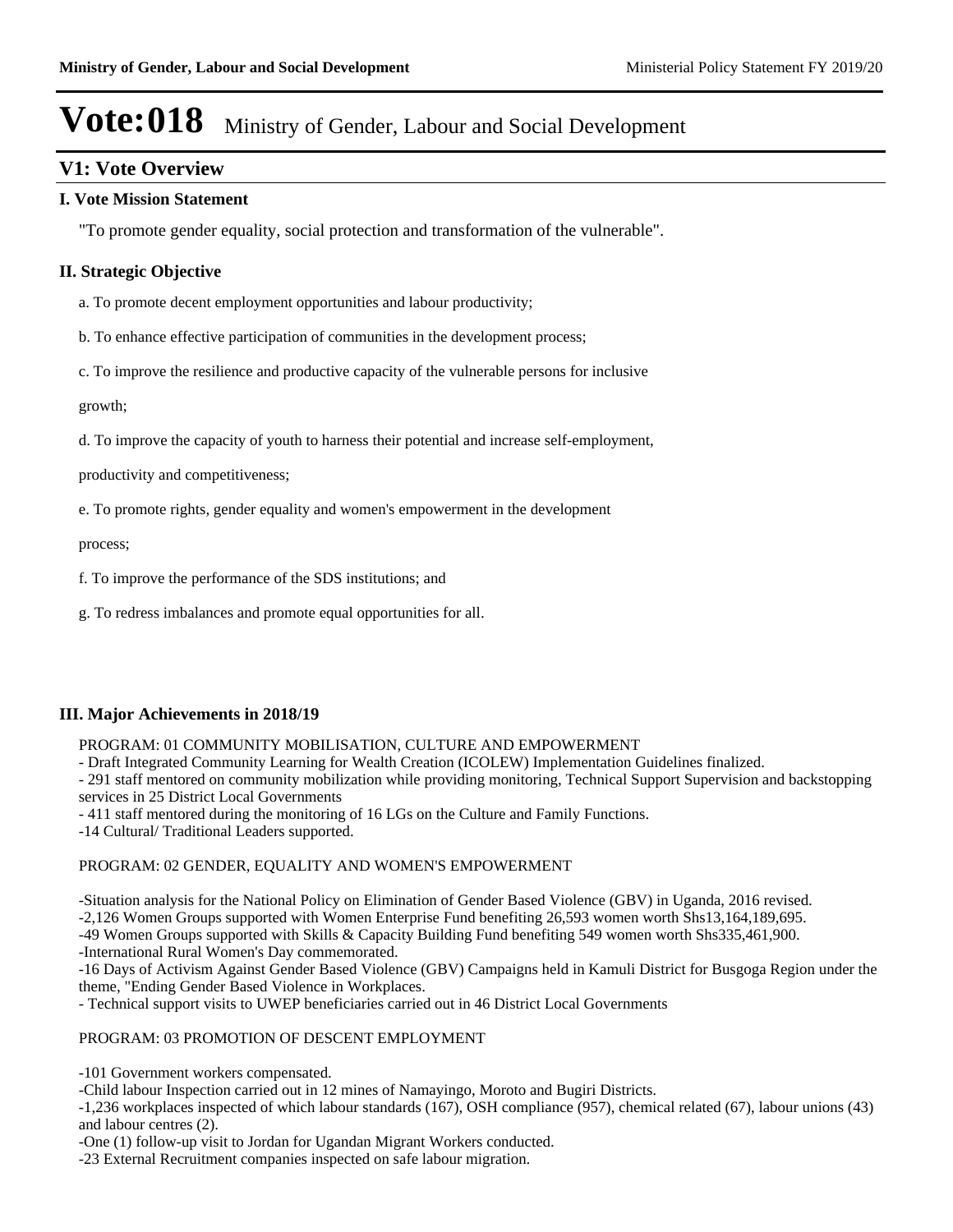# Vote:018 Ministry of Gender, Labour and Social Development

## V1: Vote Overview

### I. Vote Mission Statement

"To promote gender equality, social protection and transformation of the vulnerable".

### II. Strategic Objective

a. To promote decent employment opportunities and labour productivity;

b. To enhance effective participation of communities in the development process;

c. To improve the resilience and productive capacity of the vulnerable persons for inclusive

growth;

d. To improve the capacity of youth to harness their potential and increase self-employment,

productivity and competitiveness;

e. To promote rights, gender equality and women's empowerment in the development

process;

f. To improve the performance of the SDS institutions; and

g. To redress imbalances and promote equal opportunities for all.

### III. Major Achievements in 2018/19

PROGRAM: 01 COMMUNITY MOBILISATION, CULTURE AND EMPOWERMENT
- Draft Integrated Community Learning for Wealth Creation (ICOLEW) Implementation Guidelines finalized.
- 291 staff mentored on community mobilization while providing monitoring, Technical Support Supervision and backstopping services in 25 District Local Governments
- 411 staff mentored during the monitoring of 16 LGs on the Culture and Family Functions.
-14 Cultural/ Traditional Leaders supported.

PROGRAM: 02 GENDER, EQUALITY AND WOMEN'S EMPOWERMENT

-Situation analysis for the National Policy on Elimination of Gender Based Violence (GBV) in Uganda, 2016 revised.
-2,126 Women Groups supported with Women Enterprise Fund benefiting 26,593 women worth Shs13,164,189,695.
-49 Women Groups supported with Skills & Capacity Building Fund benefiting 549 women worth Shs335,461,900.
-International Rural Women's Day commemorated.
-16 Days of Activism Against Gender Based Violence (GBV) Campaigns held in Kamuli District for Busgoga Region under the theme, "Ending Gender Based Violence in Workplaces.
- Technical support visits to UWEP beneficiaries carried out in 46 District Local Governments

PROGRAM: 03 PROMOTION OF DESCENT EMPLOYMENT

-101 Government workers compensated.
-Child labour Inspection carried out in 12 mines of Namayingo, Moroto and Bugiri Districts.
-1,236 workplaces inspected of which labour standards (167), OSH compliance (957), chemical related (67), labour unions (43) and labour centres (2).
-One (1) follow-up visit to Jordan for Ugandan Migrant Workers conducted.
-23 External Recruitment companies inspected on safe labour migration.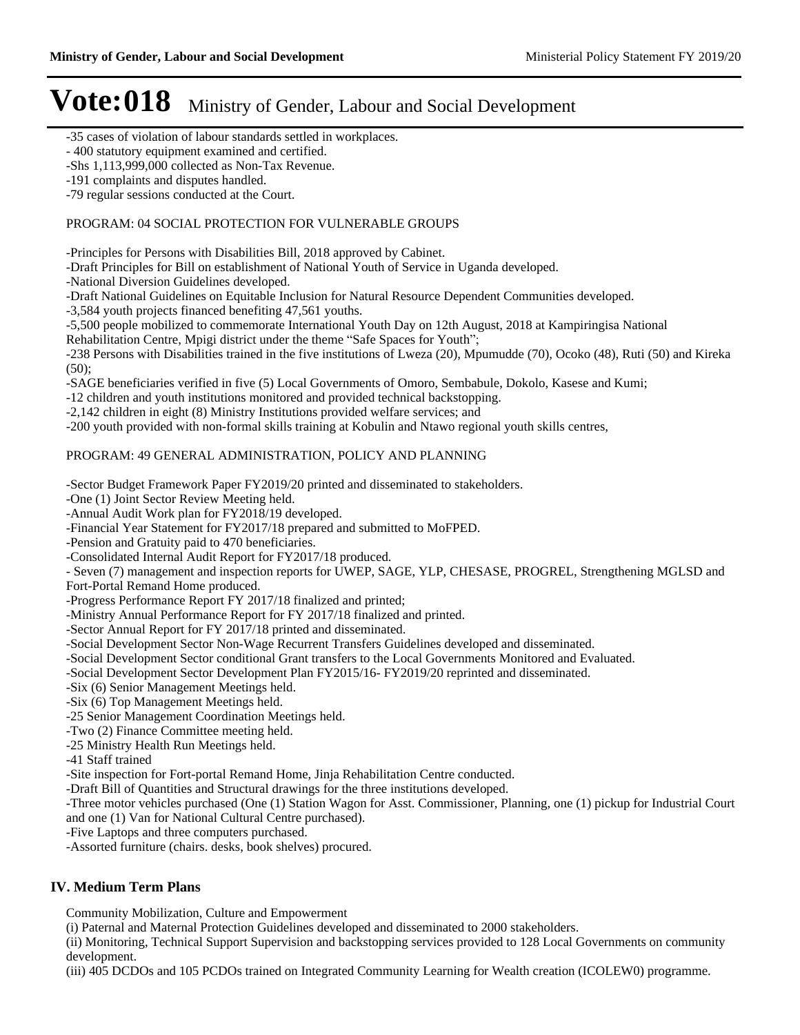# Vote:018 Ministry of Gender, Labour and Social Development

-35 cases of violation of labour standards settled in workplaces.
- 400 statutory equipment examined and certified.
-Shs 1,113,999,000 collected as Non-Tax Revenue.
-191 complaints and disputes handled.
-79 regular sessions conducted at the Court.

PROGRAM: 04 SOCIAL PROTECTION FOR VULNERABLE GROUPS

-Principles for Persons with Disabilities Bill, 2018 approved by Cabinet.
-Draft Principles for Bill on establishment of National Youth of Service in Uganda developed.
-National Diversion Guidelines developed.
-Draft National Guidelines on Equitable Inclusion for Natural Resource Dependent Communities developed.
-3,584 youth projects financed benefiting 47,561 youths.
-5,500 people mobilized to commemorate International Youth Day on 12th August, 2018 at Kampiringisa National Rehabilitation Centre, Mpigi district under the theme "Safe Spaces for Youth";
-238 Persons with Disabilities trained in the five institutions of Lweza (20), Mpumudde (70), Ocoko (48), Ruti (50) and Kireka (50);
-SAGE beneficiaries verified in five (5) Local Governments of Omoro, Sembabule, Dokolo, Kasese and Kumi;
-12 children and youth institutions monitored and provided technical backstopping.
-2,142 children in eight (8) Ministry Institutions provided welfare services; and
-200 youth provided with non-formal skills training at Kobulin and Ntawo regional youth skills centres,

PROGRAM: 49 GENERAL ADMINISTRATION, POLICY AND PLANNING

-Sector Budget Framework Paper FY2019/20 printed and disseminated to stakeholders.
-One (1) Joint Sector Review Meeting held.
-Annual Audit Work plan for FY2018/19 developed.
-Financial Year Statement for FY2017/18 prepared and submitted to MoFPED.
-Pension and Gratuity paid to 470 beneficiaries.
-Consolidated Internal Audit Report for FY2017/18 produced.
- Seven (7) management and inspection reports for UWEP, SAGE, YLP, CHESASE, PROGREL, Strengthening MGLSD and Fort-Portal Remand Home produced.
-Progress Performance Report FY 2017/18 finalized and printed;
-Ministry Annual Performance Report for FY 2017/18 finalized and printed.
-Sector Annual Report for FY 2017/18 printed and disseminated.
-Social Development Sector Non-Wage Recurrent Transfers Guidelines developed and disseminated.
-Social Development Sector conditional Grant transfers to the Local Governments Monitored and Evaluated.
-Social Development Sector Development Plan FY2015/16- FY2019/20 reprinted and disseminated.
-Six (6) Senior Management Meetings held.
-Six (6) Top Management Meetings held.
-25 Senior Management Coordination Meetings held.
-Two (2) Finance Committee meeting held.
-25 Ministry Health Run Meetings held.
-41 Staff trained
-Site inspection for Fort-portal Remand Home, Jinja Rehabilitation Centre conducted.
-Draft Bill of Quantities and Structural drawings for the three institutions developed.
-Three motor vehicles purchased (One (1) Station Wagon for Asst. Commissioner, Planning, one (1) pickup for Industrial Court and one (1) Van for National Cultural Centre purchased).
-Five Laptops and three computers purchased.
-Assorted furniture (chairs. desks, book shelves) procured.

## IV. Medium Term Plans

Community Mobilization, Culture and Empowerment
(i) Paternal and Maternal Protection Guidelines developed and disseminated to 2000 stakeholders.
(ii) Monitoring, Technical Support Supervision and backstopping services provided to 128 Local Governments on community development.
(iii) 405 DCDOs and 105 PCDOs trained on Integrated Community Learning for Wealth creation (ICOLEW0) programme.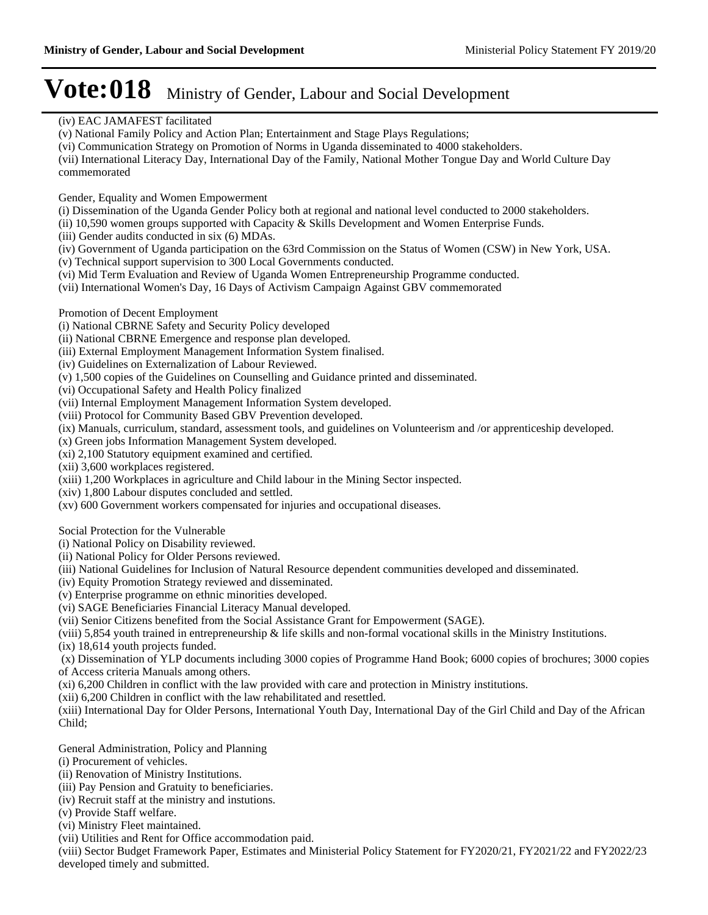# Vote:018 Ministry of Gender, Labour and Social Development

(iv) EAC JAMAFEST facilitated
(v) National Family Policy and Action Plan; Entertainment and Stage Plays Regulations;
(vi) Communication Strategy on Promotion of Norms in Uganda disseminated to 4000 stakeholders.
(vii) International Literacy Day, International Day of the Family, National Mother Tongue Day and World Culture Day commemorated

Gender, Equality and Women Empowerment
(i) Dissemination of the Uganda Gender Policy both at regional and national level conducted to 2000 stakeholders.
(ii) 10,590 women groups supported with Capacity & Skills Development and Women Enterprise Funds.
(iii) Gender audits conducted in six (6) MDAs.
(iv) Government of Uganda participation on the 63rd Commission on the Status of Women (CSW) in New York, USA.
(v) Technical support supervision to 300 Local Governments conducted.
(vi) Mid Term Evaluation and Review of Uganda Women Entrepreneurship Programme conducted.
(vii) International Women's Day, 16 Days of Activism Campaign Against GBV commemorated

Promotion of Decent Employment
(i) National CBRNE Safety and Security Policy developed
(ii) National CBRNE Emergence and response plan developed.
(iii) External Employment Management Information System finalised.
(iv) Guidelines on Externalization of Labour Reviewed.
(v) 1,500 copies of the Guidelines on Counselling and Guidance printed and disseminated.
(vi) Occupational Safety and Health Policy finalized
(vii) Internal Employment Management Information System developed.
(viii) Protocol for Community Based GBV Prevention developed.
(ix) Manuals, curriculum, standard, assessment tools, and guidelines on Volunteerism and /or apprenticeship developed.
(x) Green jobs Information Management System developed.
(xi) 2,100 Statutory equipment examined and certified.
(xii) 3,600 workplaces registered.
(xiii) 1,200 Workplaces in agriculture and Child labour in the Mining Sector inspected.
(xiv) 1,800 Labour disputes concluded and settled.
(xv) 600 Government workers compensated for injuries and occupational diseases.

Social Protection for the Vulnerable
(i) National Policy on Disability reviewed.
(ii) National Policy for Older Persons reviewed.
(iii) National Guidelines for Inclusion of Natural Resource dependent communities developed and disseminated.
(iv) Equity Promotion Strategy reviewed and disseminated.
(v) Enterprise programme on ethnic minorities developed.
(vi) SAGE Beneficiaries Financial Literacy Manual developed.
(vii) Senior Citizens benefited from the Social Assistance Grant for Empowerment (SAGE).
(viii) 5,854 youth trained in entrepreneurship & life skills and non-formal vocational skills in the Ministry Institutions.
(ix) 18,614 youth projects funded.
(x) Dissemination of YLP documents including 3000 copies of Programme Hand Book; 6000 copies of brochures; 3000 copies of Access criteria Manuals among others.
(xi) 6,200 Children in conflict with the law provided with care and protection in Ministry institutions.
(xii) 6,200 Children in conflict with the law rehabilitated and resettled.
(xiii) International Day for Older Persons, International Youth Day, International Day of the Girl Child and Day of the African Child;

General Administration, Policy and Planning
(i) Procurement of vehicles.
(ii) Renovation of Ministry Institutions.
(iii) Pay Pension and Gratuity to beneficiaries.
(iv) Recruit staff at the ministry and instutions.
(v) Provide Staff welfare.
(vi) Ministry Fleet maintained.
(vii) Utilities and Rent for Office accommodation paid.
(viii) Sector Budget Framework Paper, Estimates and Ministerial Policy Statement for FY2020/21, FY2021/22 and FY2022/23 developed timely and submitted.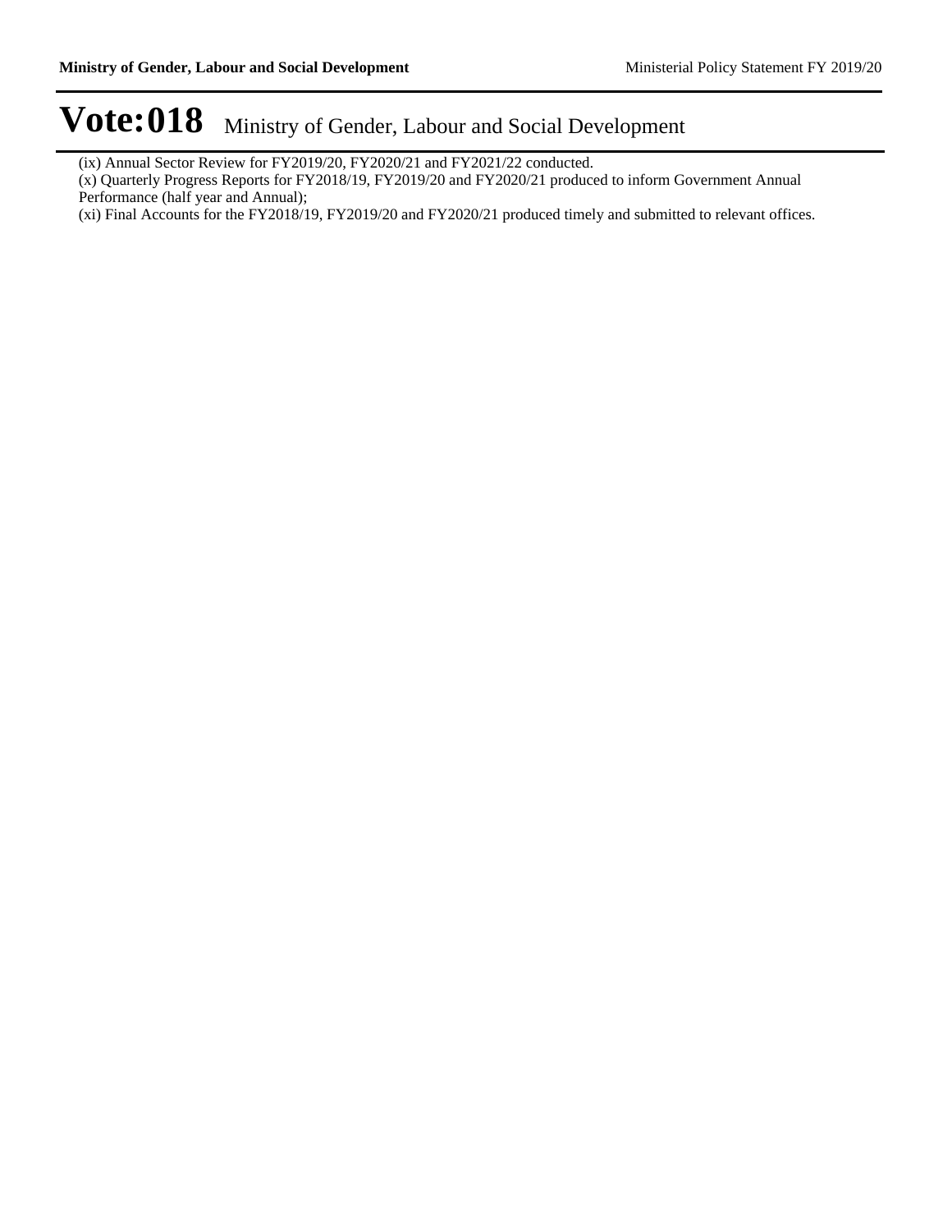(ix) Annual Sector Review for FY2019/20, FY2020/21 and FY2021/22 conducted.

(x) Quarterly Progress Reports for FY2018/19, FY2019/20 and FY2020/21 produced to inform Government Annual Performance (half year and Annual);

(xi) Final Accounts for the FY2018/19, FY2019/20 and FY2020/21 produced timely and submitted to relevant offices.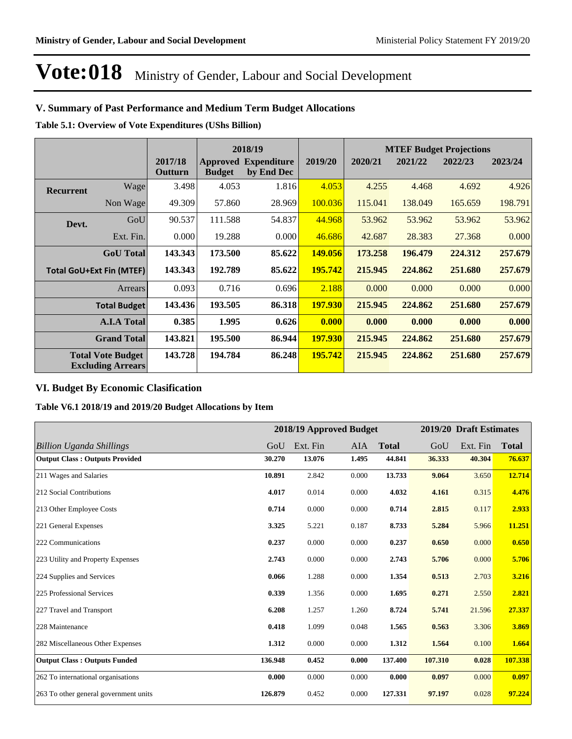# Vote:018 Ministry of Gender, Labour and Social Development

## V. Summary of Past Performance and Medium Term Budget Allocations

**Table 5.1: Overview of Vote Expenditures (UShs Billion)**

| | | | 2018/19 | | | MTEF Budget Projections | | | |
|---|---|---|---|---|---|---|---|---|---|
| | | 2017/18 Outturn | Approved Budget | Expenditure by End Dec | 2019/20 | 2020/21 | 2021/22 | 2022/23 | 2023/24 |
| **Recurrent** | Wage | 3.498 | 4.053 | 1.816 | 4.053 | 4.255 | 4.468 | 4.692 | 4.926 |
| | Non Wage | 49.309 | 57.860 | 28.969 | 100.036 | 115.041 | 138.049 | 165.659 | 198.791 |
| **Devt.** | GoU | 90.537 | 111.588 | 54.837 | 44.968 | 53.962 | 53.962 | 53.962 | 53.962 |
| | Ext. Fin. | 0.000 | 19.288 | 0.000 | 46.686 | 42.687 | 28.383 | 27.368 | 0.000 |
| | **GoU Total** | **143.343** | **173.500** | **85.622** | **149.056** | **173.258** | **196.479** | **224.312** | **257.679** |
| **Total GoU+Ext Fin (MTEF)** | | **143.343** | **192.789** | **85.622** | **195.742** | **215.945** | **224.862** | **251.680** | **257.679** |
| | Arrears | 0.093 | 0.716 | 0.696 | 2.188 | 0.000 | 0.000 | 0.000 | 0.000 |
| | **Total Budget** | **143.436** | **193.505** | **86.318** | **197.930** | **215.945** | **224.862** | **251.680** | **257.679** |
| | **A.I.A Total** | **0.385** | **1.995** | **0.626** | **0.000** | **0.000** | **0.000** | **0.000** | **0.000** |
| | **Grand Total** | **143.821** | **195.500** | **86.944** | **197.930** | **215.945** | **224.862** | **251.680** | **257.679** |
| **Total Vote Budget Excluding Arrears** | | **143.728** | **194.784** | **86.248** | **195.742** | **215.945** | **224.862** | **251.680** | **257.679** |

## VI. Budget By Economic Clasification

**Table V6.1 2018/19 and 2019/20 Budget Allocations by Item**

| | 2018/19 Approved Budget | | | | 2019/20 Draft Estimates | | |
|---|---|---|---|---|---|---|---|
| *Billion Uganda Shillings* | GoU | Ext. Fin | AIA | **Total** | GoU | Ext. Fin | **Total** |
| **Output Class : Outputs Provided** | **30.270** | **13.076** | **1.495** | **44.841** | **36.333** | **40.304** | **76.637** |
| 211 Wages and Salaries | **10.891** | 2.842 | 0.000 | **13.733** | **9.064** | 3.650 | **12.714** |
| 212 Social Contributions | **4.017** | 0.014 | 0.000 | **4.032** | **4.161** | 0.315 | **4.476** |
| 213 Other Employee Costs | **0.714** | 0.000 | 0.000 | **0.714** | **2.815** | 0.117 | **2.933** |
| 221 General Expenses | **3.325** | 5.221 | 0.187 | **8.733** | **5.284** | 5.966 | **11.251** |
| 222 Communications | **0.237** | 0.000 | 0.000 | **0.237** | **0.650** | 0.000 | **0.650** |
| 223 Utility and Property Expenses | **2.743** | 0.000 | 0.000 | **2.743** | **5.706** | 0.000 | **5.706** |
| 224 Supplies and Services | **0.066** | 1.288 | 0.000 | **1.354** | **0.513** | 2.703 | **3.216** |
| 225 Professional Services | **0.339** | 1.356 | 0.000 | **1.695** | **0.271** | 2.550 | **2.821** |
| 227 Travel and Transport | **6.208** | 1.257 | 1.260 | **8.724** | **5.741** | 21.596 | **27.337** |
| 228 Maintenance | **0.418** | 1.099 | 0.048 | **1.565** | **0.563** | 3.306 | **3.869** |
| 282 Miscellaneous Other Expenses | **1.312** | 0.000 | 0.000 | **1.312** | **1.564** | 0.100 | **1.664** |
| **Output Class : Outputs Funded** | **136.948** | **0.452** | **0.000** | **137.400** | **107.310** | **0.028** | **107.338** |
| 262 To international organisations | **0.000** | 0.000 | 0.000 | **0.000** | **0.097** | 0.000 | **0.097** |
| 263 To other general government units | **126.879** | 0.452 | 0.000 | **127.331** | **97.197** | 0.028 | **97.224** |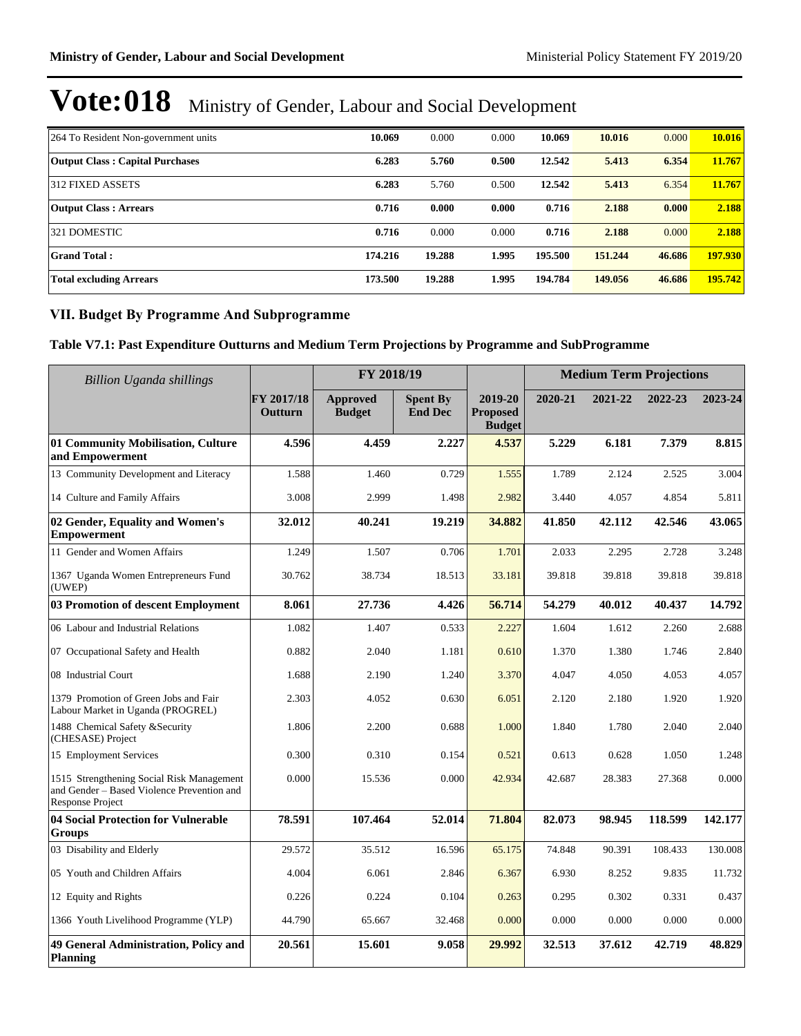# Vote:018 Ministry of Gender, Labour and Social Development

| | | | | | | | |
|---|---|---|---|---|---|---|---|
| 264 To Resident Non-government units | **10.069** | 0.000 | 0.000 | **10.069** | **10.016** | 0.000 | **10.016** |
| **Output Class : Capital Purchases** | **6.283** | **5.760** | **0.500** | **12.542** | **5.413** | **6.354** | **11.767** |
| 312 FIXED ASSETS | **6.283** | 5.760 | 0.500 | **12.542** | **5.413** | 6.354 | **11.767** |
| **Output Class : Arrears** | **0.716** | **0.000** | **0.000** | **0.716** | **2.188** | **0.000** | **2.188** |
| 321 DOMESTIC | **0.716** | 0.000 | 0.000 | **0.716** | **2.188** | 0.000 | **2.188** |
| **Grand Total :** | **174.216** | **19.288** | **1.995** | **195.500** | **151.244** | **46.686** | **197.930** |
| **Total excluding Arrears** | **173.500** | **19.288** | **1.995** | **194.784** | **149.056** | **46.686** | **195.742** |

## VII. Budget By Programme And Subprogramme

### Table V7.1: Past Expenditure Outturns and Medium Term Projections by Programme and SubProgramme

| *Billion Uganda shillings* | | FY 2018/19 | | | Medium Term Projections | | | |
|---|---|---|---|---|---|---|---|---|
| | **FY 2017/18 Outturn** | **Approved Budget** | **Spent By End Dec** | **2019-20 Proposed Budget** | **2020-21** | **2021-22** | **2022-23** | **2023-24** |
| **01 Community Mobilisation, Culture and Empowerment** | **4.596** | **4.459** | **2.227** | **4.537** | **5.229** | **6.181** | **7.379** | **8.815** |
| 13 Community Development and Literacy | 1.588 | 1.460 | 0.729 | 1.555 | 1.789 | 2.124 | 2.525 | 3.004 |
| 14 Culture and Family Affairs | 3.008 | 2.999 | 1.498 | 2.982 | 3.440 | 4.057 | 4.854 | 5.811 |
| **02 Gender, Equality and Women's Empowerment** | **32.012** | **40.241** | **19.219** | **34.882** | **41.850** | **42.112** | **42.546** | **43.065** |
| 11 Gender and Women Affairs | 1.249 | 1.507 | 0.706 | 1.701 | 2.033 | 2.295 | 2.728 | 3.248 |
| 1367 Uganda Women Entrepreneurs Fund (UWEP) | 30.762 | 38.734 | 18.513 | 33.181 | 39.818 | 39.818 | 39.818 | 39.818 |
| **03 Promotion of descent Employment** | **8.061** | **27.736** | **4.426** | **56.714** | **54.279** | **40.012** | **40.437** | **14.792** |
| 06 Labour and Industrial Relations | 1.082 | 1.407 | 0.533 | 2.227 | 1.604 | 1.612 | 2.260 | 2.688 |
| 07 Occupational Safety and Health | 0.882 | 2.040 | 1.181 | 0.610 | 1.370 | 1.380 | 1.746 | 2.840 |
| 08 Industrial Court | 1.688 | 2.190 | 1.240 | 3.370 | 4.047 | 4.050 | 4.053 | 4.057 |
| 1379 Promotion of Green Jobs and Fair Labour Market in Uganda (PROGREL) | 2.303 | 4.052 | 0.630 | 6.051 | 2.120 | 2.180 | 1.920 | 1.920 |
| 1488 Chemical Safety &Security (CHESASE) Project | 1.806 | 2.200 | 0.688 | 1.000 | 1.840 | 1.780 | 2.040 | 2.040 |
| 15 Employment Services | 0.300 | 0.310 | 0.154 | 0.521 | 0.613 | 0.628 | 1.050 | 1.248 |
| 1515 Strengthening Social Risk Management and Gender – Based Violence Prevention and Response Project | 0.000 | 15.536 | 0.000 | 42.934 | 42.687 | 28.383 | 27.368 | 0.000 |
| **04 Social Protection for Vulnerable Groups** | **78.591** | **107.464** | **52.014** | **71.804** | **82.073** | **98.945** | **118.599** | **142.177** |
| 03 Disability and Elderly | 29.572 | 35.512 | 16.596 | 65.175 | 74.848 | 90.391 | 108.433 | 130.008 |
| 05 Youth and Children Affairs | 4.004 | 6.061 | 2.846 | 6.367 | 6.930 | 8.252 | 9.835 | 11.732 |
| 12 Equity and Rights | 0.226 | 0.224 | 0.104 | 0.263 | 0.295 | 0.302 | 0.331 | 0.437 |
| 1366 Youth Livelihood Programme (YLP) | 44.790 | 65.667 | 32.468 | 0.000 | 0.000 | 0.000 | 0.000 | 0.000 |
| **49 General Administration, Policy and Planning** | **20.561** | **15.601** | **9.058** | **29.992** | **32.513** | **37.612** | **42.719** | **48.829** |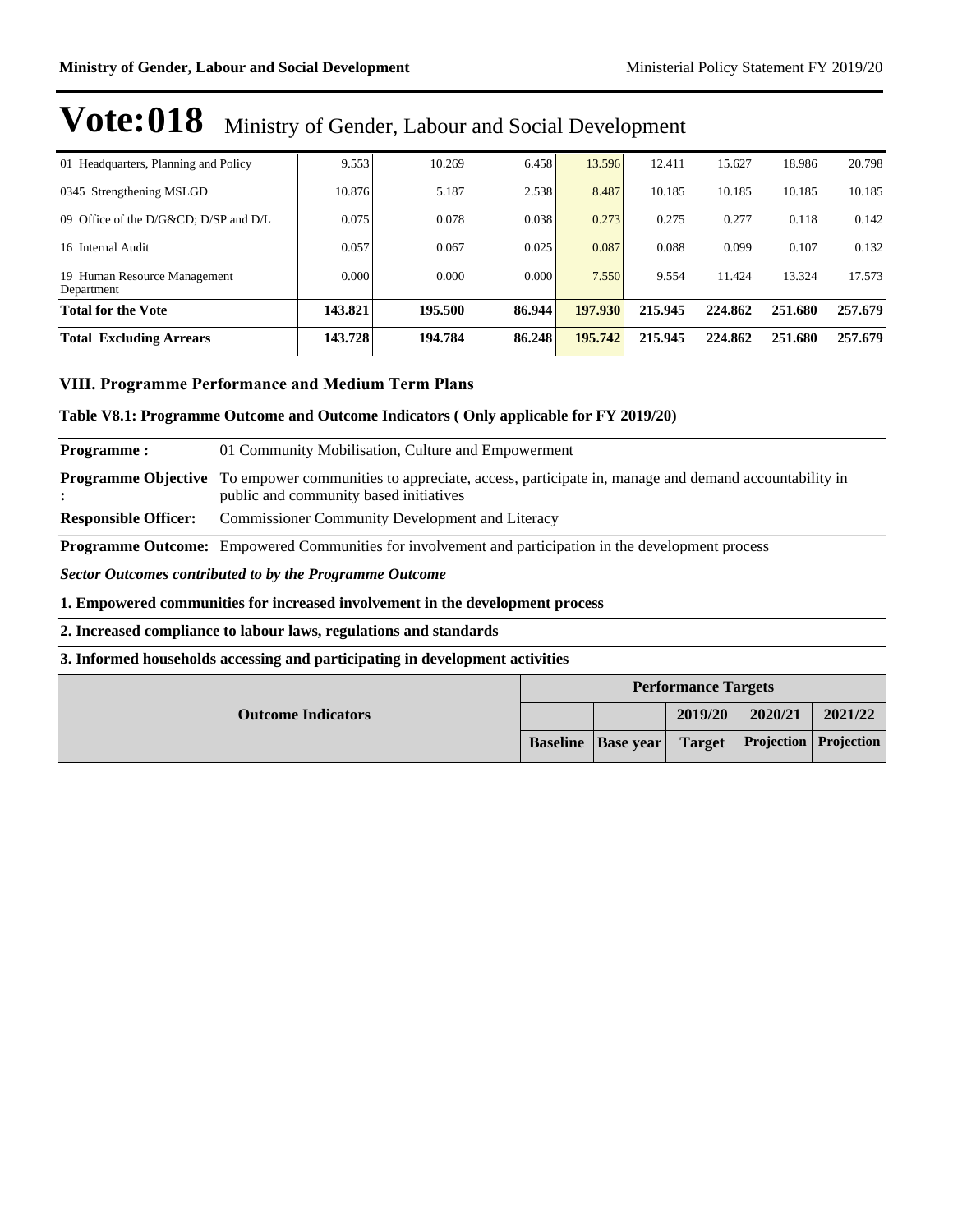# Vote:018 Ministry of Gender, Labour and Social Development

| | | | | | | | | |
|---|---|---|---|---|---|---|---|---|
| 01 Headquarters, Planning and Policy | 9.553 | 10.269 | 6.458 | 13.596 | 12.411 | 15.627 | 18.986 | 20.798 |
| 0345 Strengthening MSLGD | 10.876 | 5.187 | 2.538 | 8.487 | 10.185 | 10.185 | 10.185 | 10.185 |
| 09 Office of the D/G&CD; D/SP and D/L | 0.075 | 0.078 | 0.038 | 0.273 | 0.275 | 0.277 | 0.118 | 0.142 |
| 16 Internal Audit | 0.057 | 0.067 | 0.025 | 0.087 | 0.088 | 0.099 | 0.107 | 0.132 |
| 19 Human Resource Management Department | 0.000 | 0.000 | 0.000 | 7.550 | 9.554 | 11.424 | 13.324 | 17.573 |
| **Total for the Vote** | **143.821** | **195.500** | **86.944** | **197.930** | **215.945** | **224.862** | **251.680** | **257.679** |
| **Total Excluding Arrears** | **143.728** | **194.784** | **86.248** | **195.742** | **215.945** | **224.862** | **251.680** | **257.679** |

## VIII. Programme Performance and Medium Term Plans

### Table V8.1: Programme Outcome and Outcome Indicators ( Only applicable for FY 2019/20)

| | |
|---|---|
| **Programme :** | 01 Community Mobilisation, Culture and Empowerment |
| **Programme Objective :** | To empower communities to appreciate, access, participate in, manage and demand accountability in public and community based initiatives |
| **Responsible Officer:** | Commissioner Community Development and Literacy |
| **Programme Outcome:** | Empowered Communities for involvement and participation in the development process |

***Sector Outcomes contributed to by the Programme Outcome***

**1. Empowered communities for increased involvement in the development process**

**2. Increased compliance to labour laws, regulations and standards**

**3. Informed households accessing and participating in development activities**

| Outcome Indicators | Performance Targets | | | | |
|---|---|---|---|---|---|
| | | | 2019/20 | 2020/21 | 2021/22 |
| | Baseline | Base year | Target | Projection | Projection |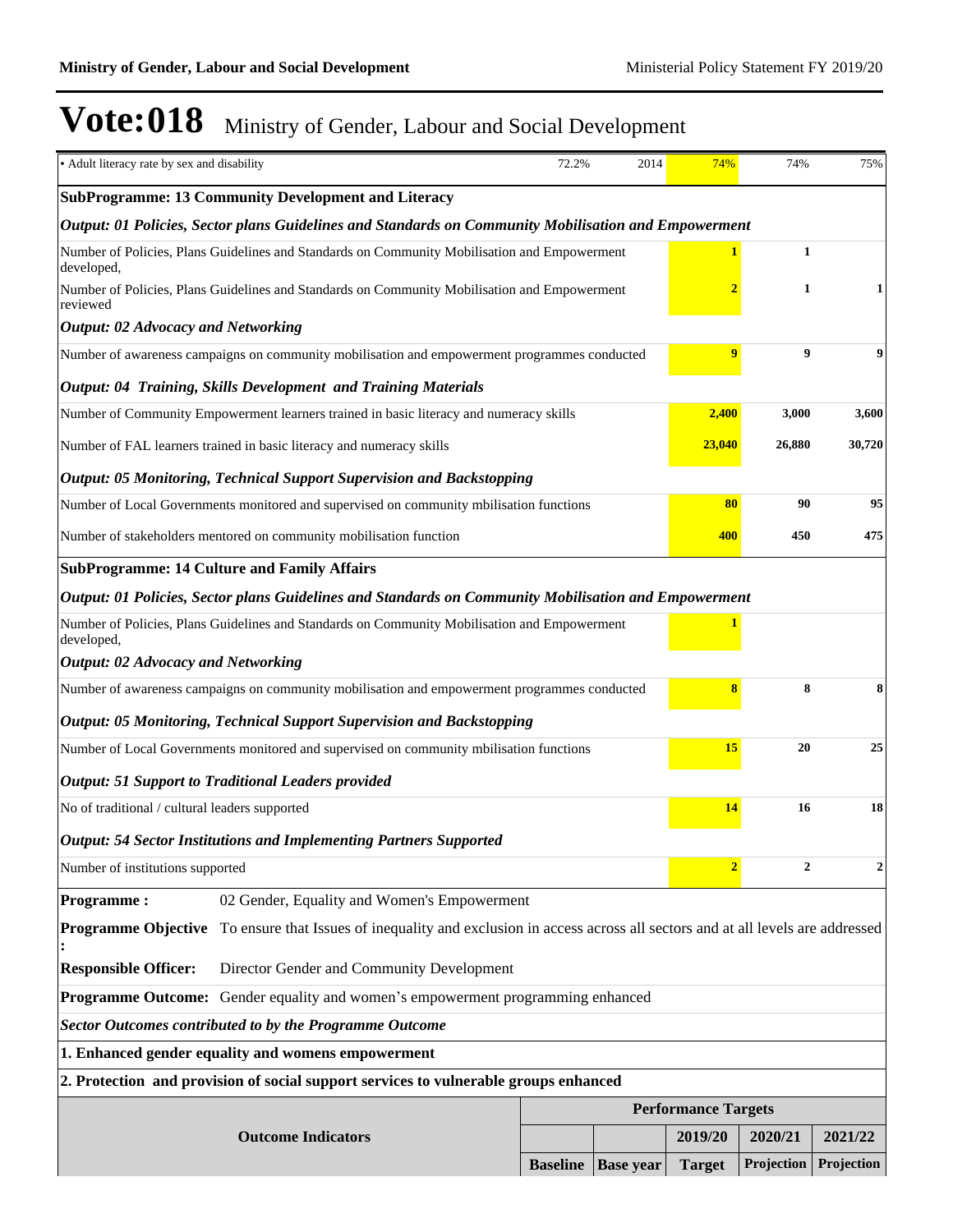# Vote:018 Ministry of Gender, Labour and Social Development

| | Baseline | Base year | 2019/20 Target | 2020/21 Projection | 2021/22 Projection |
|---|---|---|---|---|---|
| • Adult literacy rate by sex and disability | 72.2% | 2014 | 74% | 74% | 75% |

**SubProgramme: 13 Community Development and Literacy**

| | 2019/20 | 2020/21 | 2021/22 |
|---|---|---|---|
| ***Output: 01 Policies, Sector plans Guidelines and Standards on Community Mobilisation and Empowerment*** | | | |
| Number of Policies, Plans Guidelines and Standards on Community Mobilisation and Empowerment developed, | **1** | **1** | |
| Number of Policies, Plans Guidelines and Standards on Community Mobilisation and Empowerment reviewed | **2** | **1** | **1** |
| ***Output: 02 Advocacy and Networking*** | | | |
| Number of awareness campaigns on community mobilisation and empowerment programmes conducted | **9** | **9** | **9** |
| ***Output: 04 Training, Skills Development and Training Materials*** | | | |
| Number of Community Empowerment learners trained in basic literacy and numeracy skills | **2,400** | **3,000** | **3,600** |
| Number of FAL learners trained in basic literacy and numeracy skills | **23,040** | **26,880** | **30,720** |
| ***Output: 05 Monitoring, Technical Support Supervision and Backstopping*** | | | |
| Number of Local Governments monitored and supervised on community mbilisation functions | **80** | **90** | **95** |
| Number of stakeholders mentored on community mobilisation function | **400** | **450** | **475** |

**SubProgramme: 14 Culture and Family Affairs**

| | 2019/20 | 2020/21 | 2021/22 |
|---|---|---|---|
| ***Output: 01 Policies, Sector plans Guidelines and Standards on Community Mobilisation and Empowerment*** | | | |
| Number of Policies, Plans Guidelines and Standards on Community Mobilisation and Empowerment developed, | **1** | | |
| ***Output: 02 Advocacy and Networking*** | | | |
| Number of awareness campaigns on community mobilisation and empowerment programmes conducted | **8** | **8** | **8** |
| ***Output: 05 Monitoring, Technical Support Supervision and Backstopping*** | | | |
| Number of Local Governments monitored and supervised on community mbilisation functions | **15** | **20** | **25** |
| ***Output: 51 Support to Traditional Leaders provided*** | | | |
| No of traditional / cultural leaders supported | **14** | **16** | **18** |
| ***Output: 54 Sector Institutions and Implementing Partners Supported*** | | | |
| Number of institutions supported | **2** | **2** | **2** |

**Programme :** 02 Gender, Equality and Women's Empowerment

**Programme Objective :** To ensure that Issues of inequality and exclusion in access across all sectors and at all levels are addressed

**Responsible Officer:** Director Gender and Community Development

**Programme Outcome:** Gender equality and women's empowerment programming enhanced

***Sector Outcomes contributed to by the Programme Outcome***

**1. Enhanced gender equality and womens empowerment**

**2. Protection and provision of social support services to vulnerable groups enhanced**

| Outcome Indicators | Performance Targets | | | | |
|---|---|---|---|---|---|
| | | | 2019/20 | 2020/21 | 2021/22 |
| | Baseline | Base year | Target | Projection | Projection |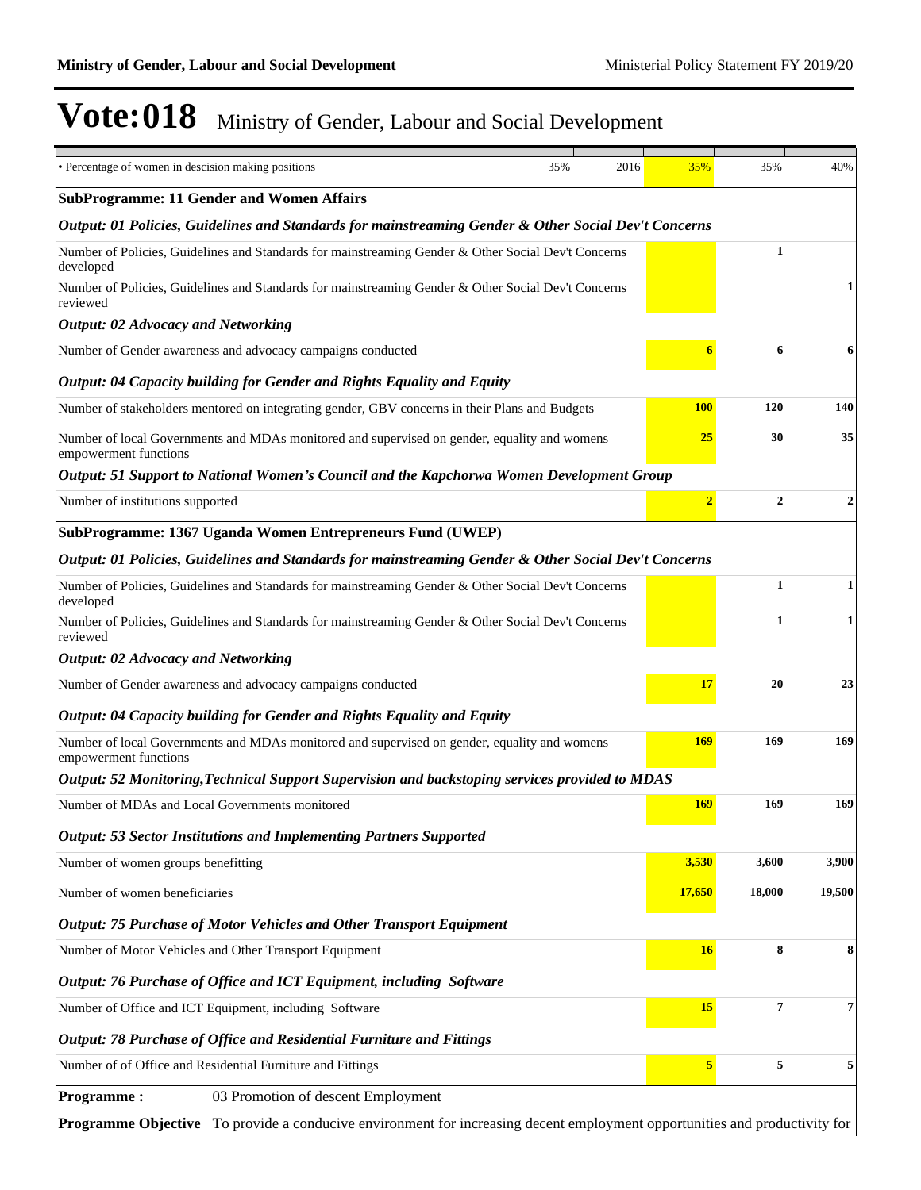# Vote:018 Ministry of Gender, Labour and Social Development

| | | | | | |
|---|---|---|---|---|---|
| • Percentage of women in descision making positions | 35% | 2016 | 35% | 35% | 40% |
| **SubProgramme: 11 Gender and Women Affairs** | | | | | |
| ***Output: 01 Policies, Guidelines and Standards for mainstreaming Gender & Other Social Dev't Concerns*** | | | | | |
| Number of Policies, Guidelines and Standards for mainstreaming Gender & Other Social Dev't Concerns developed | | | | **1** | |
| Number of Policies, Guidelines and Standards for mainstreaming Gender & Other Social Dev't Concerns reviewed | | | | | **1** |
| ***Output: 02 Advocacy and Networking*** | | | | | |
| Number of Gender awareness and advocacy campaigns conducted | | | **6** | **6** | **6** |
| ***Output: 04 Capacity building for Gender and Rights Equality and Equity*** | | | | | |
| Number of stakeholders mentored on integrating gender, GBV concerns in their Plans and Budgets | | | **100** | **120** | **140** |
| Number of local Governments and MDAs monitored and supervised on gender, equality and womens empowerment functions | | | **25** | **30** | **35** |
| ***Output: 51 Support to National Women's Council and the Kapchorwa Women Development Group*** | | | | | |
| Number of institutions supported | | | **2** | **2** | **2** |
| **SubProgramme: 1367 Uganda Women Entrepreneurs Fund (UWEP)** | | | | | |
| ***Output: 01 Policies, Guidelines and Standards for mainstreaming Gender & Other Social Dev't Concerns*** | | | | | |
| Number of Policies, Guidelines and Standards for mainstreaming Gender & Other Social Dev't Concerns developed | | | | **1** | **1** |
| Number of Policies, Guidelines and Standards for mainstreaming Gender & Other Social Dev't Concerns reviewed | | | | **1** | **1** |
| ***Output: 02 Advocacy and Networking*** | | | | | |
| Number of Gender awareness and advocacy campaigns conducted | | | **17** | **20** | **23** |
| ***Output: 04 Capacity building for Gender and Rights Equality and Equity*** | | | | | |
| Number of local Governments and MDAs monitored and supervised on gender, equality and womens empowerment functions | | | **169** | **169** | **169** |
| ***Output: 52 Monitoring,Technical Support Supervision and backstoping services provided to MDAS*** | | | | | |
| Number of MDAs and Local Governments monitored | | | **169** | **169** | **169** |
| ***Output: 53 Sector Institutions and Implementing Partners Supported*** | | | | | |
| Number of women groups benefitting | | | **3,530** | **3,600** | **3,900** |
| Number of women beneficiaries | | | **17,650** | **18,000** | **19,500** |
| ***Output: 75 Purchase of Motor Vehicles and Other Transport Equipment*** | | | | | |
| Number of Motor Vehicles and Other Transport Equipment | | | **16** | **8** | **8** |
| ***Output: 76 Purchase of Office and ICT Equipment, including Software*** | | | | | |
| Number of Office and ICT Equipment, including Software | | | **15** | **7** | **7** |
| ***Output: 78 Purchase of Office and Residential Furniture and Fittings*** | | | | | |
| Number of of Office and Residential Furniture and Fittings | | | **5** | **5** | **5** |

**Programme :** 03 Promotion of descent Employment

**Programme Objective** To provide a conducive environment for increasing decent employment opportunities and productivity for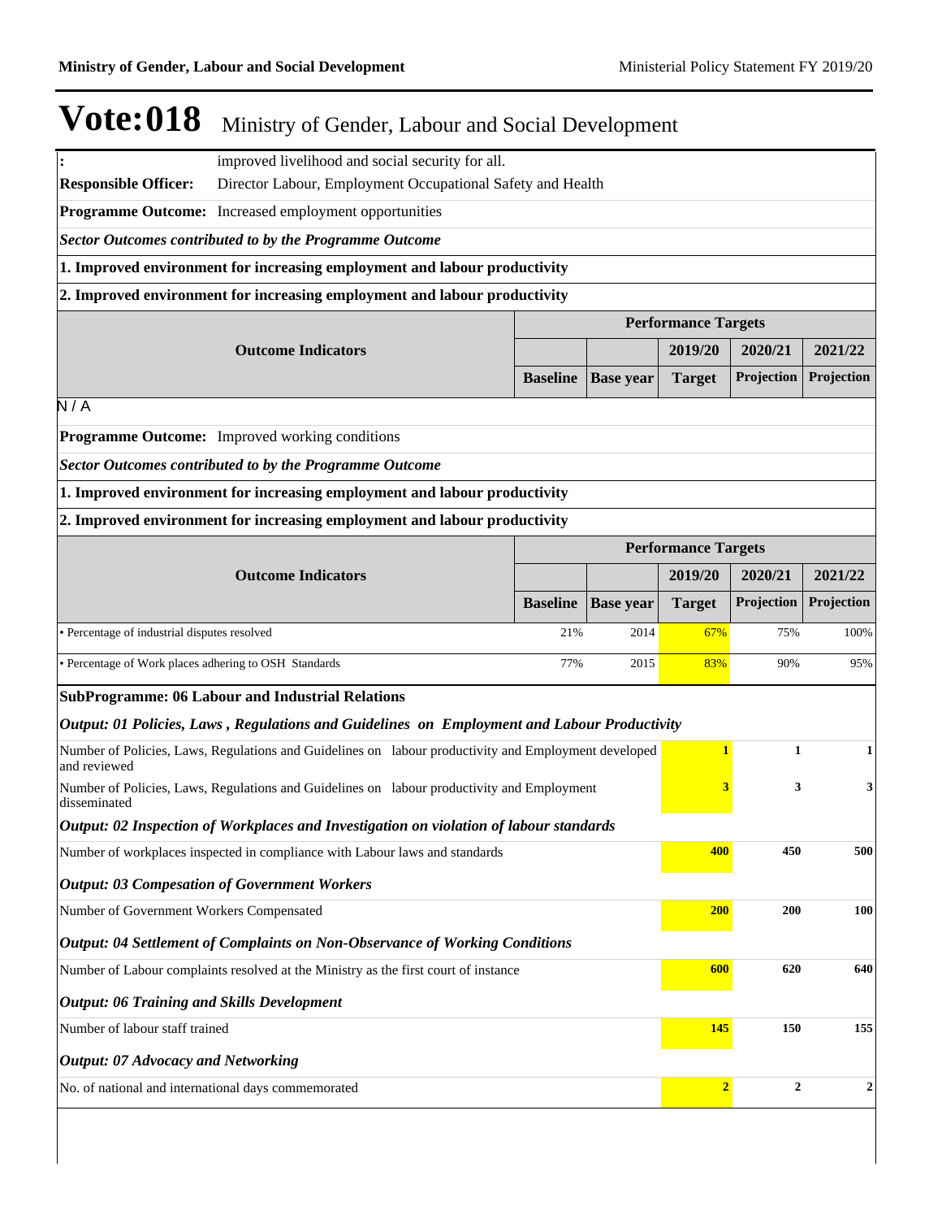# Vote:018 Ministry of Gender, Labour and Social Development

| : | improved livelihood and social security for all. |
|---|---|
| **Responsible Officer:** | Director Labour, Employment Occupational Safety and Health |
| **Programme Outcome:** | Increased employment opportunities |

***Sector Outcomes contributed to by the Programme Outcome***

**1. Improved environment for increasing employment and labour productivity**

**2. Improved environment for increasing employment and labour productivity**

| Outcome Indicators | | | Performance Targets | | |
|---|---|---|---|---|---|
| | | | 2019/20 | 2020/21 | 2021/22 |
| | Baseline | Base year | Target | Projection | Projection |

N / A

**Programme Outcome:** Improved working conditions

***Sector Outcomes contributed to by the Programme Outcome***

**1. Improved environment for increasing employment and labour productivity**

**2. Improved environment for increasing employment and labour productivity**

| Outcome Indicators | | | Performance Targets | | |
|---|---|---|---|---|---|
| | | | 2019/20 | 2020/21 | 2021/22 |
| | Baseline | Base year | Target | Projection | Projection |
| • Percentage of industrial disputes resolved | 21% | 2014 | 67% | 75% | 100% |
| • Percentage of Work places adhering to OSH Standards | 77% | 2015 | 83% | 90% | 95% |

**SubProgramme: 06 Labour and Industrial Relations**

***Output: 01 Policies, Laws , Regulations and Guidelines on Employment and Labour Productivity***

| Indicator | 2019/20 | 2020/21 | 2021/22 |
|---|---|---|---|
| Number of Policies, Laws, Regulations and Guidelines on labour productivity and Employment developed and reviewed | 1 | 1 | 1 |
| Number of Policies, Laws, Regulations and Guidelines on labour productivity and Employment disseminated | 3 | 3 | 3 |

***Output: 02 Inspection of Workplaces and Investigation on violation of labour standards***

| Indicator | 2019/20 | 2020/21 | 2021/22 |
|---|---|---|---|
| Number of workplaces inspected in compliance with Labour laws and standards | 400 | 450 | 500 |

***Output: 03 Compesation of Government Workers***

| Indicator | 2019/20 | 2020/21 | 2021/22 |
|---|---|---|---|
| Number of Government Workers Compensated | 200 | 200 | 100 |

***Output: 04 Settlement of Complaints on Non-Observance of Working Conditions***

| Indicator | 2019/20 | 2020/21 | 2021/22 |
|---|---|---|---|
| Number of Labour complaints resolved at the Ministry as the first court of instance | 600 | 620 | 640 |

***Output: 06 Training and Skills Development***

| Indicator | 2019/20 | 2020/21 | 2021/22 |
|---|---|---|---|
| Number of labour staff trained | 145 | 150 | 155 |

***Output: 07 Advocacy and Networking***

| Indicator | 2019/20 | 2020/21 | 2021/22 |
|---|---|---|---|
| No. of national and international days commemorated | 2 | 2 | 2 |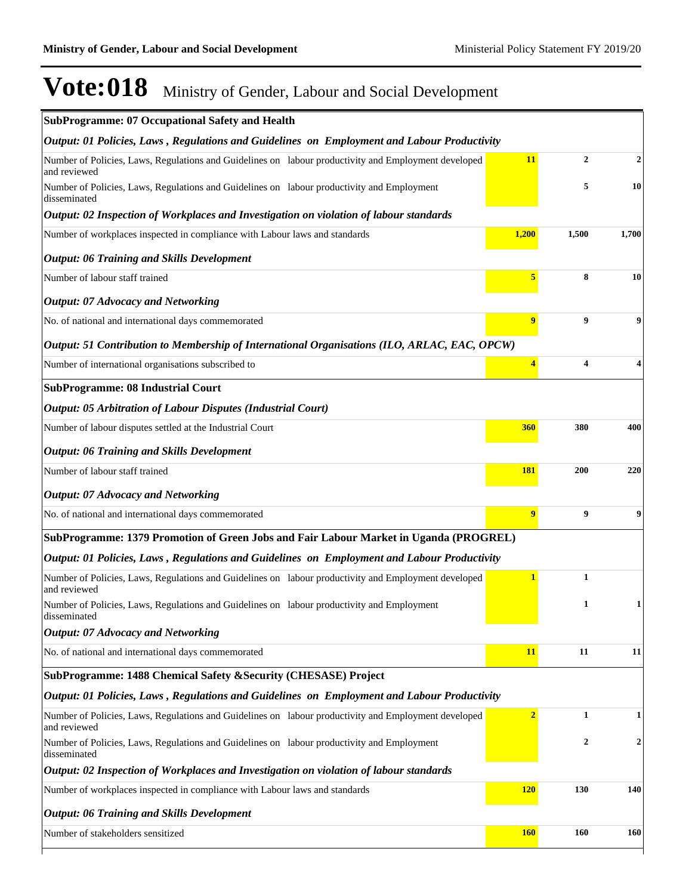# Vote:018 Ministry of Gender, Labour and Social Development

| | | | |
|---|---|---|---|
| **SubProgramme: 07 Occupational Safety and Health** | | | |
| ***Output: 01 Policies, Laws , Regulations and Guidelines on Employment and Labour Productivity*** | | | |
| Number of Policies, Laws, Regulations and Guidelines on labour productivity and Employment developed and reviewed | **11** | **2** | **2** |
| Number of Policies, Laws, Regulations and Guidelines on labour productivity and Employment disseminated | | **5** | **10** |
| ***Output: 02 Inspection of Workplaces and Investigation on violation of labour standards*** | | | |
| Number of workplaces inspected in compliance with Labour laws and standards | **1,200** | **1,500** | **1,700** |
| ***Output: 06 Training and Skills Development*** | | | |
| Number of labour staff trained | **5** | **8** | **10** |
| ***Output: 07 Advocacy and Networking*** | | | |
| No. of national and international days commemorated | **9** | **9** | **9** |
| ***Output: 51 Contribution to Membership of International Organisations (ILO, ARLAC, EAC, OPCW)*** | | | |
| Number of international organisations subscribed to | **4** | **4** | **4** |
| **SubProgramme: 08 Industrial Court** | | | |
| ***Output: 05 Arbitration of Labour Disputes (Industrial Court)*** | | | |
| Number of labour disputes settled at the Industrial Court | **360** | **380** | **400** |
| ***Output: 06 Training and Skills Development*** | | | |
| Number of labour staff trained | **181** | **200** | **220** |
| ***Output: 07 Advocacy and Networking*** | | | |
| No. of national and international days commemorated | **9** | **9** | **9** |
| **SubProgramme: 1379 Promotion of Green Jobs and Fair Labour Market in Uganda (PROGREL)** | | | |
| ***Output: 01 Policies, Laws , Regulations and Guidelines on Employment and Labour Productivity*** | | | |
| Number of Policies, Laws, Regulations and Guidelines on labour productivity and Employment developed and reviewed | **1** | **1** | |
| Number of Policies, Laws, Regulations and Guidelines on labour productivity and Employment disseminated | | **1** | **1** |
| ***Output: 07 Advocacy and Networking*** | | | |
| No. of national and international days commemorated | **11** | **11** | **11** |
| **SubProgramme: 1488 Chemical Safety &Security (CHESASE) Project** | | | |
| ***Output: 01 Policies, Laws , Regulations and Guidelines on Employment and Labour Productivity*** | | | |
| Number of Policies, Laws, Regulations and Guidelines on labour productivity and Employment developed and reviewed | **2** | **1** | **1** |
| Number of Policies, Laws, Regulations and Guidelines on labour productivity and Employment disseminated | | **2** | **2** |
| ***Output: 02 Inspection of Workplaces and Investigation on violation of labour standards*** | | | |
| Number of workplaces inspected in compliance with Labour laws and standards | **120** | **130** | **140** |
| ***Output: 06 Training and Skills Development*** | | | |
| Number of stakeholders sensitized | **160** | **160** | **160** |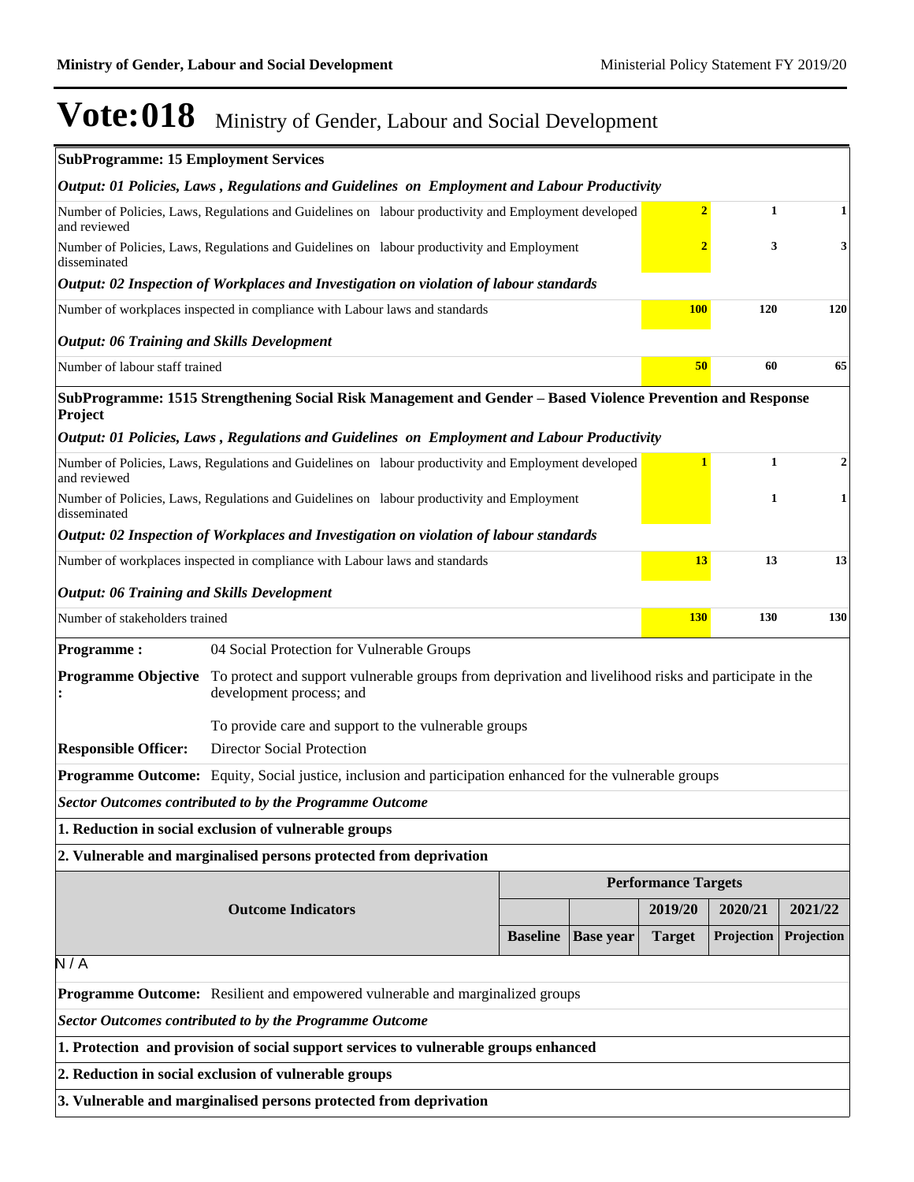# Vote:018 Ministry of Gender, Labour and Social Development

| **SubProgramme: 15 Employment Services** | | | |
|---|---|---|---|
| ***Output: 01 Policies, Laws , Regulations and Guidelines on Employment and Labour Productivity*** | | | |
| Number of Policies, Laws, Regulations and Guidelines on labour productivity and Employment developed and reviewed | **2** | **1** | **1** |
| Number of Policies, Laws, Regulations and Guidelines on labour productivity and Employment disseminated | **2** | **3** | **3** |
| ***Output: 02 Inspection of Workplaces and Investigation on violation of labour standards*** | | | |
| Number of workplaces inspected in compliance with Labour laws and standards | **100** | **120** | **120** |
| ***Output: 06 Training and Skills Development*** | | | |
| Number of labour staff trained | **50** | **60** | **65** |
| **SubProgramme: 1515 Strengthening Social Risk Management and Gender – Based Violence Prevention and Response Project** | | | |
| ***Output: 01 Policies, Laws , Regulations and Guidelines on Employment and Labour Productivity*** | | | |
| Number of Policies, Laws, Regulations and Guidelines on labour productivity and Employment developed and reviewed | **1** | **1** | **2** |
| Number of Policies, Laws, Regulations and Guidelines on labour productivity and Employment disseminated | | **1** | **1** |
| ***Output: 02 Inspection of Workplaces and Investigation on violation of labour standards*** | | | |
| Number of workplaces inspected in compliance with Labour laws and standards | **13** | **13** | **13** |
| ***Output: 06 Training and Skills Development*** | | | |
| Number of stakeholders trained | **130** | **130** | **130** |

**Programme :** 04 Social Protection for Vulnerable Groups

**Programme Objective :** To protect and support vulnerable groups from deprivation and livelihood risks and participate in the development process; and

To provide care and support to the vulnerable groups

**Responsible Officer:** Director Social Protection

**Programme Outcome:** Equity, Social justice, inclusion and participation enhanced for the vulnerable groups

***Sector Outcomes contributed to by the Programme Outcome***

**1. Reduction in social exclusion of vulnerable groups**

**2. Vulnerable and marginalised persons protected from deprivation**

| Outcome Indicators | Performance Targets | | | | |
|---|---|---|---|---|---|
| | | | 2019/20 | 2020/21 | 2021/22 |
| | Baseline | Base year | Target | Projection | Projection |
| N / A | | | | | |

**Programme Outcome:** Resilient and empowered vulnerable and marginalized groups

***Sector Outcomes contributed to by the Programme Outcome***

**1. Protection and provision of social support services to vulnerable groups enhanced**

**2. Reduction in social exclusion of vulnerable groups**

**3. Vulnerable and marginalised persons protected from deprivation**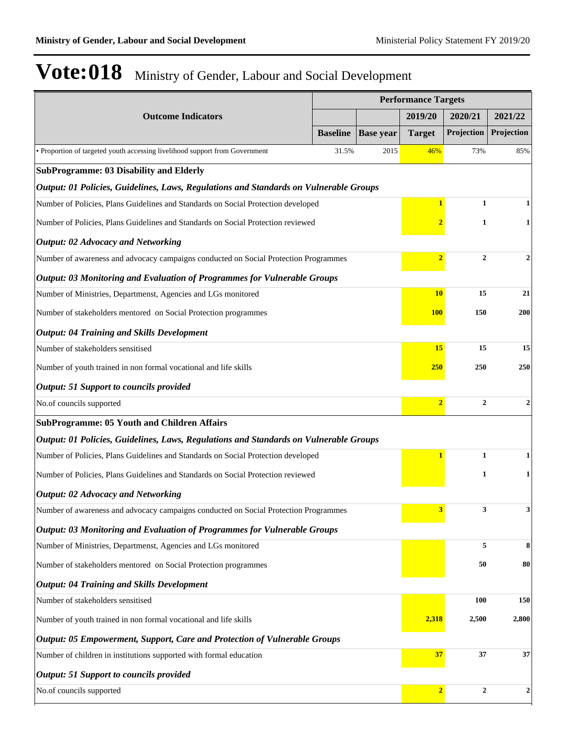# Vote:018 Ministry of Gender, Labour and Social Development

| Outcome Indicators | Performance Targets | | | | |
|---|---|---|---|---|---|
| | | | 2019/20 | 2020/21 | 2021/22 |
| | Baseline | Base year | Target | Projection | Projection |
| • Proportion of targeted youth accessing livelihood support from Government | 31.5% | 2015 | 46% | 73% | 85% |
| **SubProgramme: 03 Disability and Elderly** | | | | | |
| ***Output: 01 Policies, Guidelines, Laws, Regulations and Standards on Vulnerable Groups*** | | | | | |
| Number of Policies, Plans Guidelines and Standards on Social Protection developed | | | **1** | **1** | **1** |
| Number of Policies, Plans Guidelines and Standards on Social Protection reviewed | | | **2** | **1** | **1** |
| ***Output: 02 Advocacy and Networking*** | | | | | |
| Number of awareness and advocacy campaigns conducted on Social Protection Programmes | | | **2** | **2** | **2** |
| ***Output: 03 Monitoring and Evaluation of Programmes for Vulnerable Groups*** | | | | | |
| Number of Ministries, Departmenst, Agencies and LGs monitored | | | **10** | **15** | **21** |
| Number of stakeholders mentored on Social Protection programmes | | | **100** | **150** | **200** |
| ***Output: 04 Training and Skills Development*** | | | | | |
| Number of stakeholders sensitised | | | **15** | **15** | **15** |
| Number of youth trained in non formal vocational and life skills | | | **250** | **250** | **250** |
| ***Output: 51 Support to councils provided*** | | | | | |
| No.of councils supported | | | **2** | **2** | **2** |
| **SubProgramme: 05 Youth and Children Affairs** | | | | | |
| ***Output: 01 Policies, Guidelines, Laws, Regulations and Standards on Vulnerable Groups*** | | | | | |
| Number of Policies, Plans Guidelines and Standards on Social Protection developed | | | **1** | **1** | **1** |
| Number of Policies, Plans Guidelines and Standards on Social Protection reviewed | | | | **1** | **1** |
| ***Output: 02 Advocacy and Networking*** | | | | | |
| Number of awareness and advocacy campaigns conducted on Social Protection Programmes | | | **3** | **3** | **3** |
| ***Output: 03 Monitoring and Evaluation of Programmes for Vulnerable Groups*** | | | | | |
| Number of Ministries, Departmenst, Agencies and LGs monitored | | | | **5** | **8** |
| Number of stakeholders mentored on Social Protection programmes | | | | **50** | **80** |
| ***Output: 04 Training and Skills Development*** | | | | | |
| Number of stakeholders sensitised | | | | **100** | **150** |
| Number of youth trained in non formal vocational and life skills | | | **2,318** | **2,500** | **2,800** |
| ***Output: 05 Empowerment, Support, Care and Protection of Vulnerable Groups*** | | | | | |
| Number of children in institutions supported with formal education | | | **37** | **37** | **37** |
| ***Output: 51 Support to councils provided*** | | | | | |
| No.of councils supported | | | **2** | **2** | **2** |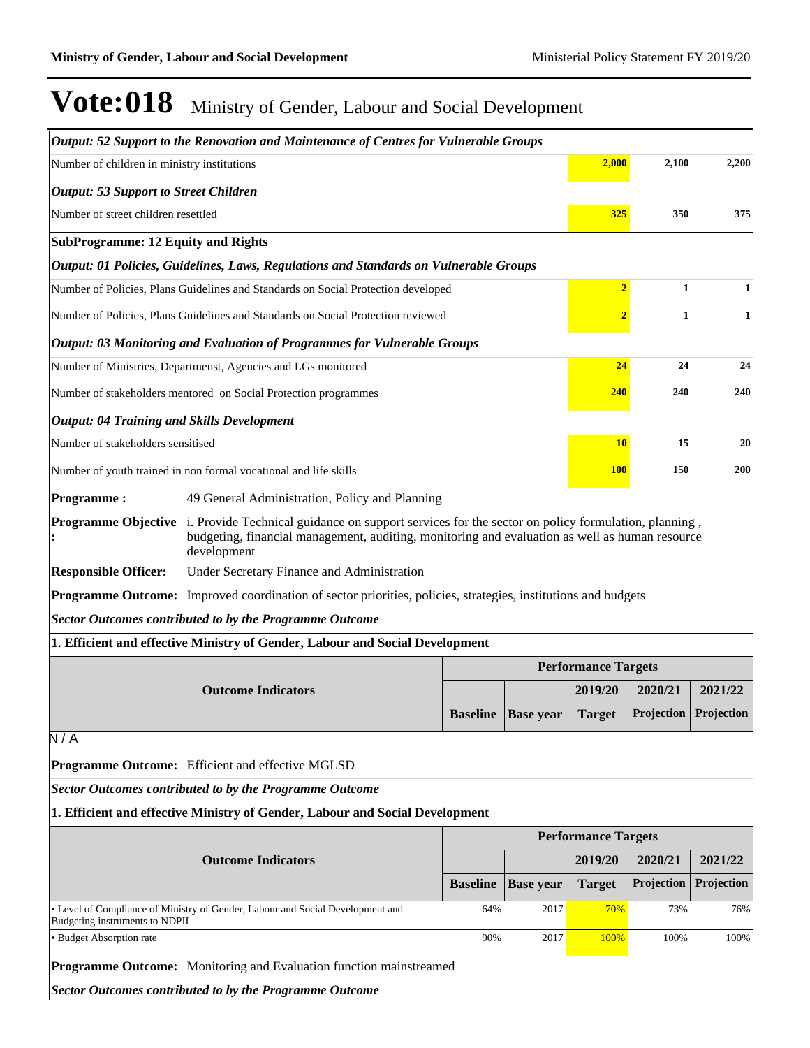# Vote:018 Ministry of Gender, Labour and Social Development

| | | | | | |
|---|---|---|---|---|---|
| ***Output: 52 Support to the Renovation and Maintenance of Centres for Vulnerable Groups*** | | | | | |
| Number of children in ministry institutions | | | **2,000** | **2,100** | **2,200** |
| ***Output: 53 Support to Street Children*** | | | | | |
| Number of street children resettled | | | **325** | **350** | **375** |
| **SubProgramme: 12 Equity and Rights** | | | | | |
| ***Output: 01 Policies, Guidelines, Laws, Regulations and Standards on Vulnerable Groups*** | | | | | |
| Number of Policies, Plans Guidelines and Standards on Social Protection developed | | | **2** | **1** | **1** |
| Number of Policies, Plans Guidelines and Standards on Social Protection reviewed | | | **2** | **1** | **1** |
| ***Output: 03 Monitoring and Evaluation of Programmes for Vulnerable Groups*** | | | | | |
| Number of Ministries, Departmnest, Agencies and LGs monitored | | | **24** | **24** | **24** |
| Number of stakeholders mentored on Social Protection programmes | | | **240** | **240** | **240** |
| ***Output: 04 Training and Skills Development*** | | | | | |
| Number of stakeholders sensitised | | | **10** | **15** | **20** |
| Number of youth trained in non formal vocational and life skills | | | **100** | **150** | **200** |

**Programme :** 49 General Administration, Policy and Planning

**Programme Objective :** i. Provide Technical guidance on support services for the sector on policy formulation, planning , budgeting, financial management, auditing, monitoring and evaluation as well as human resource development

**Responsible Officer:** Under Secretary Finance and Administration

**Programme Outcome:** Improved coordination of sector priorities, policies, strategies, institutions and budgets

***Sector Outcomes contributed to by the Programme Outcome***

**1. Efficient and effective Ministry of Gender, Labour and Social Development**

| Outcome Indicators | Performance Targets | | | | |
|---|---|---|---|---|---|
| | | | 2019/20 | 2020/21 | 2021/22 |
| | Baseline | Base year | Target | Projection | Projection |

N / A

**Programme Outcome:** Efficient and effective MGLSD

***Sector Outcomes contributed to by the Programme Outcome***

**1. Efficient and effective Ministry of Gender, Labour and Social Development**

| Outcome Indicators | Performance Targets | | | | |
|---|---|---|---|---|---|
| | | | 2019/20 | 2020/21 | 2021/22 |
| | Baseline | Base year | Target | Projection | Projection |
| • Level of Compliance of Ministry of Gender, Labour and Social Development and Budgeting instruments to NDPII | 64% | 2017 | 70% | 73% | 76% |
| • Budget Absorption rate | 90% | 2017 | 100% | 100% | 100% |

**Programme Outcome:** Monitoring and Evaluation function mainstreamed

***Sector Outcomes contributed to by the Programme Outcome***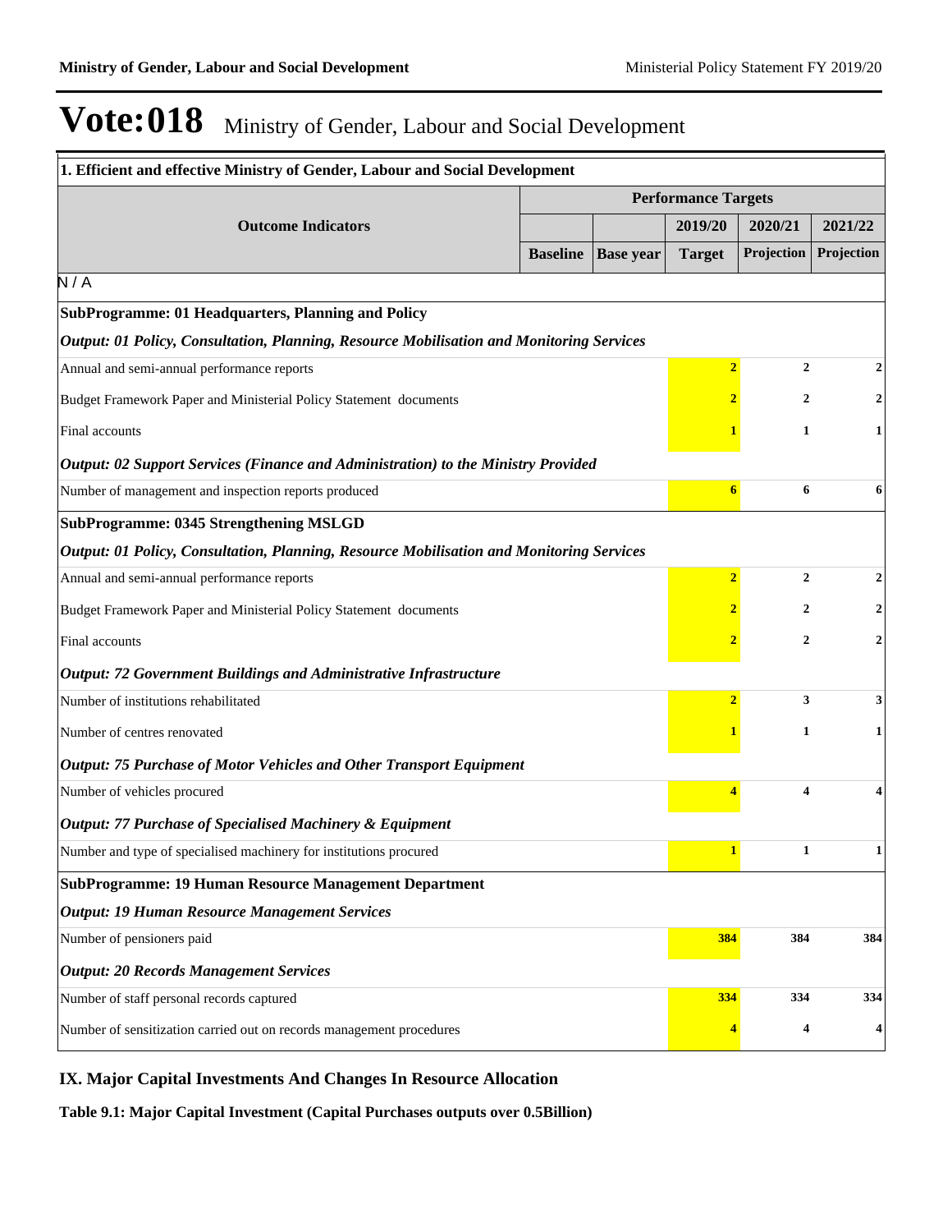# Vote:018 Ministry of Gender, Labour and Social Development

| 1. Efficient and effective Ministry of Gender, Labour and Social Development | | | | | |
|---|---|---|---|---|---|
| **Outcome Indicators** | **Performance Targets** | | | | |
| | | | **2019/20** | **2020/21** | **2021/22** |
| | **Baseline** | **Base year** | **Target** | **Projection** | **Projection** |
| N / A | | | | | |
| **SubProgramme: 01 Headquarters, Planning and Policy** | | | | | |
| ***Output: 01 Policy, Consultation, Planning, Resource Mobilisation and Monitoring Services*** | | | | | |
| Annual and semi-annual performance reports | | | 2 | 2 | 2 |
| Budget Framework Paper and Ministerial Policy Statement documents | | | 2 | 2 | 2 |
| Final accounts | | | 1 | 1 | 1 |
| ***Output: 02 Support Services (Finance and Administration) to the Ministry Provided*** | | | | | |
| Number of management and inspection reports produced | | | 6 | 6 | 6 |
| **SubProgramme: 0345 Strengthening MSLGD** | | | | | |
| ***Output: 01 Policy, Consultation, Planning, Resource Mobilisation and Monitoring Services*** | | | | | |
| Annual and semi-annual performance reports | | | 2 | 2 | 2 |
| Budget Framework Paper and Ministerial Policy Statement documents | | | 2 | 2 | 2 |
| Final accounts | | | 2 | 2 | 2 |
| ***Output: 72 Government Buildings and Administrative Infrastructure*** | | | | | |
| Number of institutions rehabilitated | | | 2 | 3 | 3 |
| Number of centres renovated | | | 1 | 1 | 1 |
| ***Output: 75 Purchase of Motor Vehicles and Other Transport Equipment*** | | | | | |
| Number of vehicles procured | | | 4 | 4 | 4 |
| ***Output: 77 Purchase of Specialised Machinery & Equipment*** | | | | | |
| Number and type of specialised machinery for institutions procured | | | 1 | 1 | 1 |
| **SubProgramme: 19 Human Resource Management Department** | | | | | |
| ***Output: 19 Human Resource Management Services*** | | | | | |
| Number of pensioners paid | | | 384 | 384 | 384 |
| ***Output: 20 Records Management Services*** | | | | | |
| Number of staff personal records captured | | | 334 | 334 | 334 |
| Number of sensitization carried out on records management procedures | | | 4 | 4 | 4 |

## IX. Major Capital Investments And Changes In Resource Allocation

**Table 9.1: Major Capital Investment (Capital Purchases outputs over 0.5Billion)**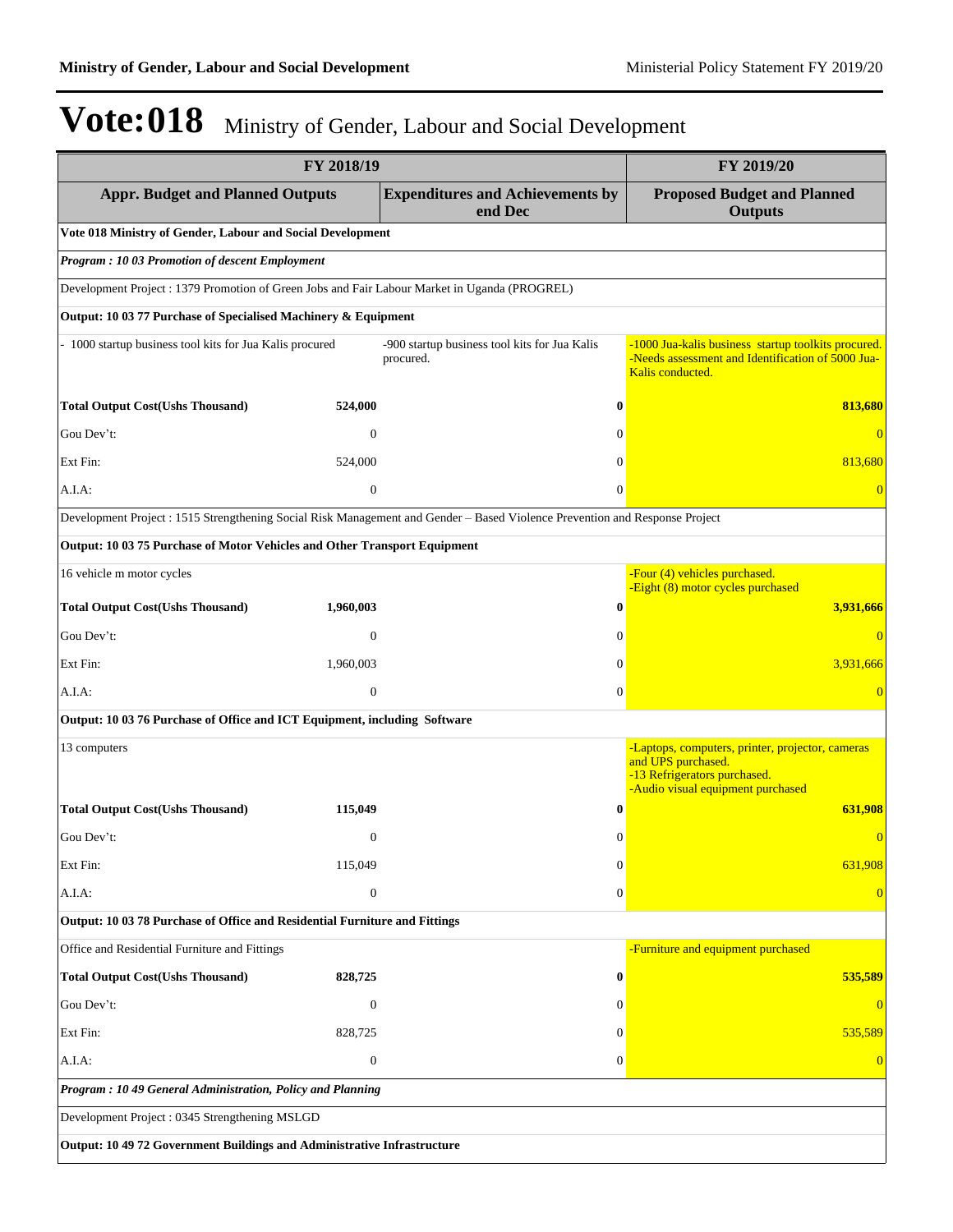# Vote:018 Ministry of Gender, Labour and Social Development

| FY 2018/19 | | | FY 2019/20 |
|---|---|---|---|
| **Appr. Budget and Planned Outputs** | | **Expenditures and Achievements by end Dec** | **Proposed Budget and Planned Outputs** |
| **Vote 018 Ministry of Gender, Labour and Social Development** | | | |
| ***Program : 10 03 Promotion of descent Employment*** | | | |
| Development Project : 1379 Promotion of Green Jobs and Fair Labour Market in Uganda (PROGREL) | | | |
| **Output: 10 03 77 Purchase of Specialised Machinery & Equipment** | | | |
| - 1000 startup business tool kits for Jua Kalis procured | | -900 startup business tool kits for Jua Kalis procured. | -1000 Jua-kalis business startup toolkits procured.<br>-Needs assessment and Identification of 5000 Jua-Kalis conducted. |
| **Total Output Cost(Ushs Thousand)** | **524,000** | **0** | **813,680** |
| Gou Dev't: | 0 | 0 | 0 |
| Ext Fin: | 524,000 | 0 | 813,680 |
| A.I.A: | 0 | 0 | 0 |
| Development Project : 1515 Strengthening Social Risk Management and Gender – Based Violence Prevention and Response Project | | | |
| **Output: 10 03 75 Purchase of Motor Vehicles and Other Transport Equipment** | | | |
| 16 vehicle m motor cycles | | | -Four (4) vehicles purchased.<br>-Eight (8) motor cycles purchased |
| **Total Output Cost(Ushs Thousand)** | **1,960,003** | **0** | **3,931,666** |
| Gou Dev't: | 0 | 0 | 0 |
| Ext Fin: | 1,960,003 | 0 | 3,931,666 |
| A.I.A: | 0 | 0 | 0 |
| **Output: 10 03 76 Purchase of Office and ICT Equipment, including Software** | | | |
| 13 computers | | | -Laptops, computers, printer, projector, cameras and UPS purchased.<br>-13 Refrigerators purchased.<br>-Audio visual equipment purchased |
| **Total Output Cost(Ushs Thousand)** | **115,049** | **0** | **631,908** |
| Gou Dev't: | 0 | 0 | 0 |
| Ext Fin: | 115,049 | 0 | 631,908 |
| A.I.A: | 0 | 0 | 0 |
| **Output: 10 03 78 Purchase of Office and Residential Furniture and Fittings** | | | |
| Office and Residential Furniture and Fittings | | | -Furniture and equipment purchased |
| **Total Output Cost(Ushs Thousand)** | **828,725** | **0** | **535,589** |
| Gou Dev't: | 0 | 0 | 0 |
| Ext Fin: | 828,725 | 0 | 535,589 |
| A.I.A: | 0 | 0 | 0 |
| ***Program : 10 49 General Administration, Policy and Planning*** | | | |
| Development Project : 0345 Strengthening MSLGD | | | |
| **Output: 10 49 72 Government Buildings and Administrative Infrastructure** | | | |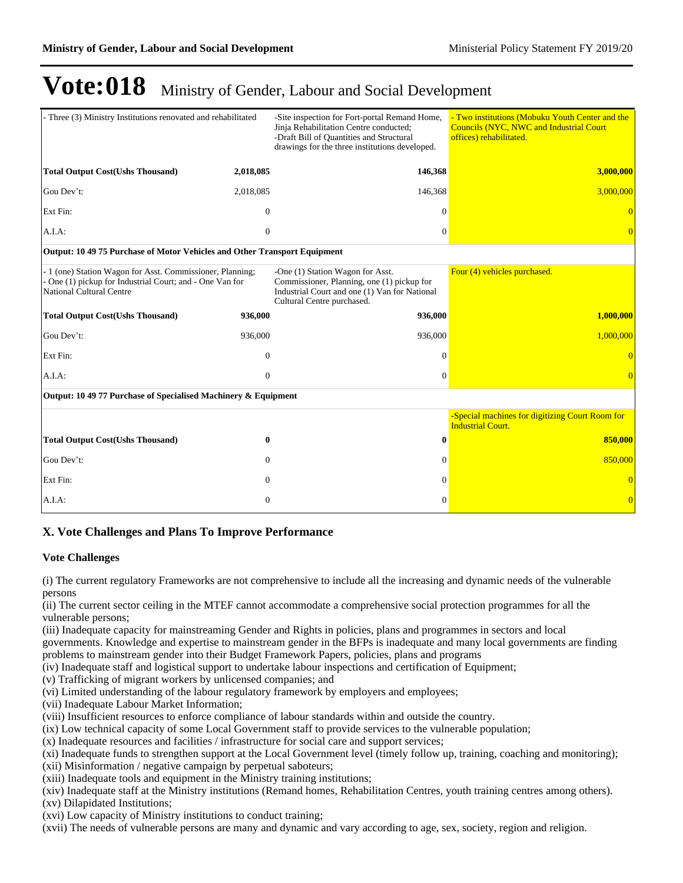# Vote:018 Ministry of Gender, Labour and Social Development

| | | | |
|---|---|---|---|
| - Three (3) Ministry Institutions renovated and rehabilitated | | -Site inspection for Fort-portal Remand Home, Jinja Rehabilitation Centre conducted;<br>-Draft Bill of Quantities and Structural drawings for the three institutions developed. | - Two institutions (Mobuku Youth Center and the Councils (NYC, NWC and Industrial Court offices) rehabilitated. |
| **Total Output Cost(Ushs Thousand)** | **2,018,085** | **146,368** | **3,000,000** |
| Gou Dev't: | 2,018,085 | 146,368 | 3,000,000 |
| Ext Fin: | 0 | 0 | 0 |
| A.I.A: | 0 | 0 | 0 |
| **Output: 10 49 75 Purchase of Motor Vehicles and Other Transport Equipment** | | | |
| - 1 (one) Station Wagon for Asst. Commissioner, Planning;<br>- One (1) pickup for Industrial Court; and - One Van for National Cultural Centre | | -One (1) Station Wagon for Asst. Commissioner, Planning, one (1) pickup for Industrial Court and one (1) Van for National Cultural Centre purchased. | Four (4) vehicles purchased. |
| **Total Output Cost(Ushs Thousand)** | **936,000** | **936,000** | **1,000,000** |
| Gou Dev't: | 936,000 | 936,000 | 1,000,000 |
| Ext Fin: | 0 | 0 | 0 |
| A.I.A: | 0 | 0 | 0 |
| **Output: 10 49 77 Purchase of Specialised Machinery & Equipment** | | | |
| | | | -Special machines for digitizing Court Room for Industrial Court. |
| **Total Output Cost(Ushs Thousand)** | **0** | **0** | **850,000** |
| Gou Dev't: | 0 | 0 | 850,000 |
| Ext Fin: | 0 | 0 | 0 |
| A.I.A: | 0 | 0 | 0 |

## X. Vote Challenges and Plans To Improve Performance

### Vote Challenges

(i) The current regulatory Frameworks are not comprehensive to include all the increasing and dynamic needs of the vulnerable persons
(ii) The current sector ceiling in the MTEF cannot accommodate a comprehensive social protection programmes for all the vulnerable persons;
(iii) Inadequate capacity for mainstreaming Gender and Rights in policies, plans and programmes in sectors and local governments. Knowledge and expertise to mainstream gender in the BFPs is inadequate and many local governments are finding problems to mainstream gender into their Budget Framework Papers, policies, plans and programs
(iv) Inadequate staff and logistical support to undertake labour inspections and certification of Equipment;
(v) Trafficking of migrant workers by unlicensed companies; and
(vi) Limited understanding of the labour regulatory framework by employers and employees;
(vii) Inadequate Labour Market Information;
(viii) Insufficient resources to enforce compliance of labour standards within and outside the country.
(ix) Low technical capacity of some Local Government staff to provide services to the vulnerable population;
(x) Inadequate resources and facilities / infrastructure for social care and support services;
(xi) Inadequate funds to strengthen support at the Local Government level (timely follow up, training, coaching and monitoring);
(xii) Misinformation / negative campaign by perpetual saboteurs;
(xiii) Inadequate tools and equipment in the Ministry training institutions;
(xiv) Inadequate staff at the Ministry institutions (Remand homes, Rehabilitation Centres, youth training centres among others).
(xv) Dilapidated Institutions;
(xvi) Low capacity of Ministry institutions to conduct training;
(xvii) The needs of vulnerable persons are many and dynamic and vary according to age, sex, society, region and religion.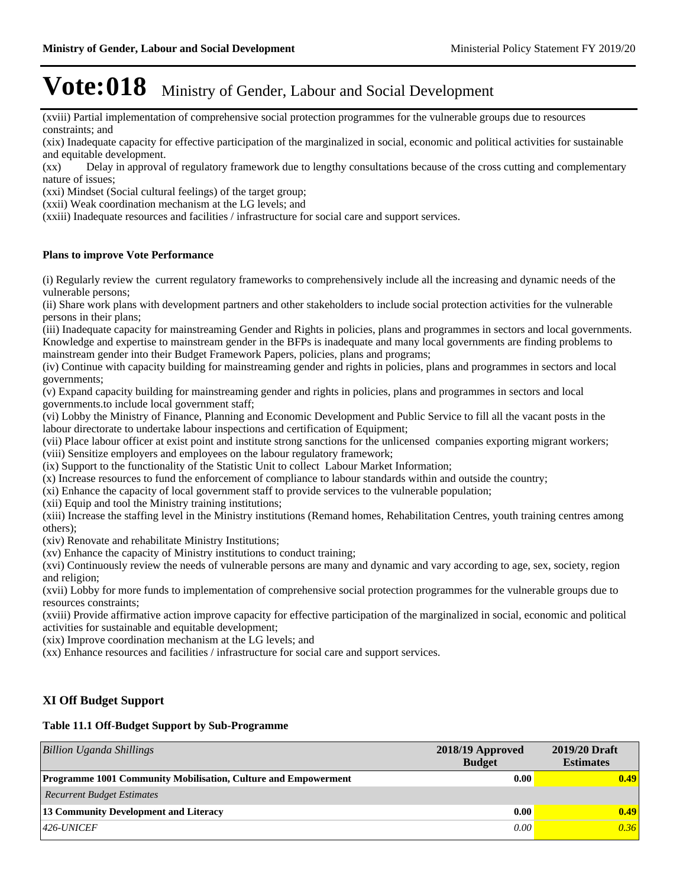# Vote:018 Ministry of Gender, Labour and Social Development

(xviii) Partial implementation of comprehensive social protection programmes for the vulnerable groups due to resources constraints; and

(xix) Inadequate capacity for effective participation of the marginalized in social, economic and political activities for sustainable and equitable development.

(xx) Delay in approval of regulatory framework due to lengthy consultations because of the cross cutting and complementary nature of issues;

(xxi) Mindset (Social cultural feelings) of the target group;

(xxii) Weak coordination mechanism at the LG levels; and

(xxiii) Inadequate resources and facilities / infrastructure for social care and support services.

**Plans to improve Vote Performance**

(i) Regularly review the current regulatory frameworks to comprehensively include all the increasing and dynamic needs of the vulnerable persons;

(ii) Share work plans with development partners and other stakeholders to include social protection activities for the vulnerable persons in their plans;

(iii) Inadequate capacity for mainstreaming Gender and Rights in policies, plans and programmes in sectors and local governments. Knowledge and expertise to mainstream gender in the BFPs is inadequate and many local governments are finding problems to mainstream gender into their Budget Framework Papers, policies, plans and programs;

(iv) Continue with capacity building for mainstreaming gender and rights in policies, plans and programmes in sectors and local governments;

(v) Expand capacity building for mainstreaming gender and rights in policies, plans and programmes in sectors and local governments.to include local government staff;

(vi) Lobby the Ministry of Finance, Planning and Economic Development and Public Service to fill all the vacant posts in the labour directorate to undertake labour inspections and certification of Equipment;

(vii) Place labour officer at exist point and institute strong sanctions for the unlicensed companies exporting migrant workers;

(viii) Sensitize employers and employees on the labour regulatory framework;

(ix) Support to the functionality of the Statistic Unit to collect Labour Market Information;

(x) Increase resources to fund the enforcement of compliance to labour standards within and outside the country;

(xi) Enhance the capacity of local government staff to provide services to the vulnerable population;

(xii) Equip and tool the Ministry training institutions;

(xiii) Increase the staffing level in the Ministry institutions (Remand homes, Rehabilitation Centres, youth training centres among others);

(xiv) Renovate and rehabilitate Ministry Institutions;

(xv) Enhance the capacity of Ministry institutions to conduct training;

(xvi) Continuously review the needs of vulnerable persons are many and dynamic and vary according to age, sex, society, region and religion;

(xvii) Lobby for more funds to implementation of comprehensive social protection programmes for the vulnerable groups due to resources constraints;

(xviii) Provide affirmative action improve capacity for effective participation of the marginalized in social, economic and political activities for sustainable and equitable development;

(xix) Improve coordination mechanism at the LG levels; and

(xx) Enhance resources and facilities / infrastructure for social care and support services.

## XI Off Budget Support

**Table 11.1 Off-Budget Support by Sub-Programme**

| *Billion Uganda Shillings* | 2018/19 Approved Budget | 2019/20 Draft Estimates |
|---|---|---|
| **Programme 1001 Community Mobilisation, Culture and Empowerment** | **0.00** | **0.49** |
| *Recurrent Budget Estimates* | | |
| **13 Community Development and Literacy** | **0.00** | **0.49** |
| *426-UNICEF* | *0.00* | *0.36* |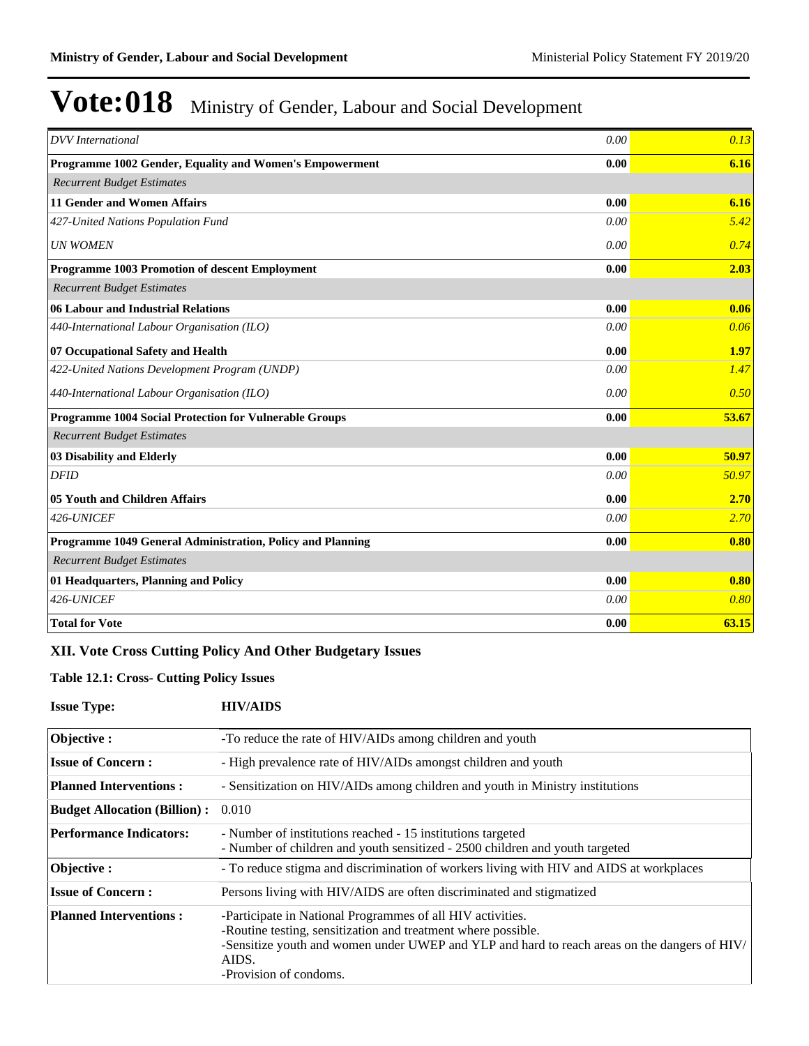# Vote:018 Ministry of Gender, Labour and Social Development

| | | |
|---|---|---|
| *DVV International* | *0.00* | *0.13* |
| **Programme 1002 Gender, Equality and Women's Empowerment** | **0.00** | **6.16** |
| *Recurrent Budget Estimates* | | |
| **11 Gender and Women Affairs** | **0.00** | **6.16** |
| *427-United Nations Population Fund* | *0.00* | *5.42* |
| *UN WOMEN* | *0.00* | *0.74* |
| **Programme 1003 Promotion of descent Employment** | **0.00** | **2.03** |
| *Recurrent Budget Estimates* | | |
| **06 Labour and Industrial Relations** | **0.00** | **0.06** |
| *440-International Labour Organisation (ILO)* | *0.00* | *0.06* |
| **07 Occupational Safety and Health** | **0.00** | **1.97** |
| *422-United Nations Development Program (UNDP)* | *0.00* | *1.47* |
| *440-International Labour Organisation (ILO)* | *0.00* | *0.50* |
| **Programme 1004 Social Protection for Vulnerable Groups** | **0.00** | **53.67** |
| *Recurrent Budget Estimates* | | |
| **03 Disability and Elderly** | **0.00** | **50.97** |
| *DFID* | *0.00* | *50.97* |
| **05 Youth and Children Affairs** | **0.00** | **2.70** |
| *426-UNICEF* | *0.00* | *2.70* |
| **Programme 1049 General Administration, Policy and Planning** | **0.00** | **0.80** |
| *Recurrent Budget Estimates* | | |
| **01 Headquarters, Planning and Policy** | **0.00** | **0.80** |
| *426-UNICEF* | *0.00* | *0.80* |
| **Total for Vote** | **0.00** | **63.15** |

## XII. Vote Cross Cutting Policy And Other Budgetary Issues

### Table 12.1: Cross- Cutting Policy Issues

**Issue Type:** **HIV/AIDS**

| | |
|---|---|
| **Objective :** | -To reduce the rate of HIV/AIDs among children and youth |
| **Issue of Concern :** | - High prevalence rate of HIV/AIDs amongst children and youth |
| **Planned Interventions :** | - Sensitization on HIV/AIDs among children and youth in Ministry institutions |
| **Budget Allocation (Billion) :** | 0.010 |
| **Performance Indicators:** | - Number of institutions reached - 15 institutions targeted<br>- Number of children and youth sensitized - 2500 children and youth targeted |
| **Objective :** | - To reduce stigma and discrimination of workers living with HIV and AIDS at workplaces |
| **Issue of Concern :** | Persons living with HIV/AIDS are often discriminated and stigmatized |
| **Planned Interventions :** | -Participate in National Programmes of all HIV activities.<br>-Routine testing, sensitization and treatment where possible.<br>-Sensitize youth and women under UWEP and YLP and hard to reach areas on the dangers of HIV/AIDS.<br>-Provision of condoms. |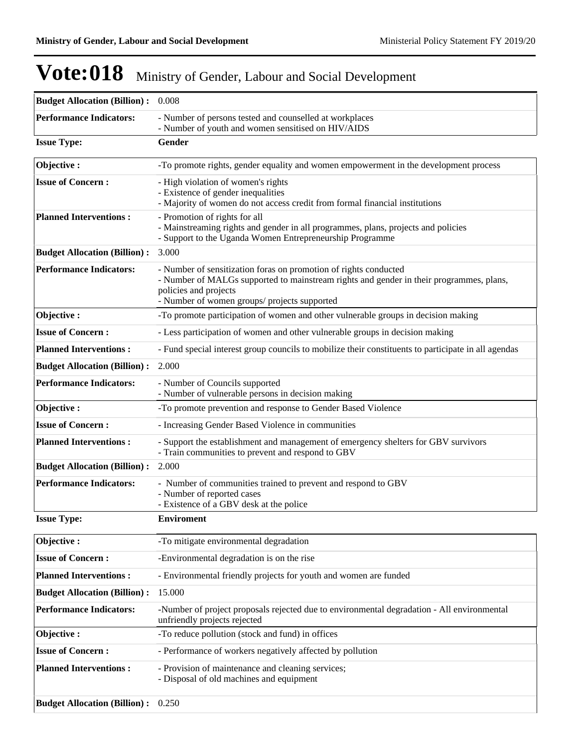# Vote:018 Ministry of Gender, Labour and Social Development

| | |
|---|---|
| **Budget Allocation (Billion) :** | 0.008 |
| **Performance Indicators:** | - Number of persons tested and counselled at workplaces<br>- Number of youth and women sensitised on HIV/AIDS |

**Issue Type:** **Gender**

| | |
|---|---|
| **Objective :** | -To promote rights, gender equality and women empowerment in the development process |
| **Issue of Concern :** | - High violation of women's rights<br>- Existence of gender inequalities<br>- Majority of women do not access credit from formal financial institutions |
| **Planned Interventions :** | - Promotion of rights for all<br>- Mainstreaming rights and gender in all programmes, plans, projects and policies<br>- Support to the Uganda Women Entrepreneurship Programme |
| **Budget Allocation (Billion) :** | 3.000 |
| **Performance Indicators:** | - Number of sensitization foras on promotion of rights conducted<br>- Number of MALGs supported to mainstream rights and gender in their programmes, plans, policies and projects<br>- Number of women groups/ projects supported |
| **Objective :** | -To promote participation of women and other vulnerable groups in decision making |
| **Issue of Concern :** | - Less participation of women and other vulnerable groups in decision making |
| **Planned Interventions :** | - Fund special interest group councils to mobilize their constituents to participate in all agendas |
| **Budget Allocation (Billion) :** | 2.000 |
| **Performance Indicators:** | - Number of Councils supported<br>- Number of vulnerable persons in decision making |
| **Objective :** | -To promote prevention and response to Gender Based Violence |
| **Issue of Concern :** | - Increasing Gender Based Violence in communities |
| **Planned Interventions :** | - Support the establishment and management of emergency shelters for GBV survivors<br>- Train communities to prevent and respond to GBV |
| **Budget Allocation (Billion) :** | 2.000 |
| **Performance Indicators:** | - Number of communities trained to prevent and respond to GBV<br>- Number of reported cases<br>- Existence of a GBV desk at the police |

**Issue Type:** **Enviroment**

| | |
|---|---|
| **Objective :** | -To mitigate environmental degradation |
| **Issue of Concern :** | -Environmental degradation is on the rise |
| **Planned Interventions :** | - Environmental friendly projects for youth and women are funded |
| **Budget Allocation (Billion) :** | 15.000 |
| **Performance Indicators:** | -Number of project proposals rejected due to environmental degradation - All environmental unfriendly projects rejected |
| **Objective :** | -To reduce pollution (stock and fund) in offices |
| **Issue of Concern :** | - Performance of workers negatively affected by pollution |
| **Planned Interventions :** | - Provision of maintenance and cleaning services;<br>- Disposal of old machines and equipment |
| **Budget Allocation (Billion) :** | 0.250 |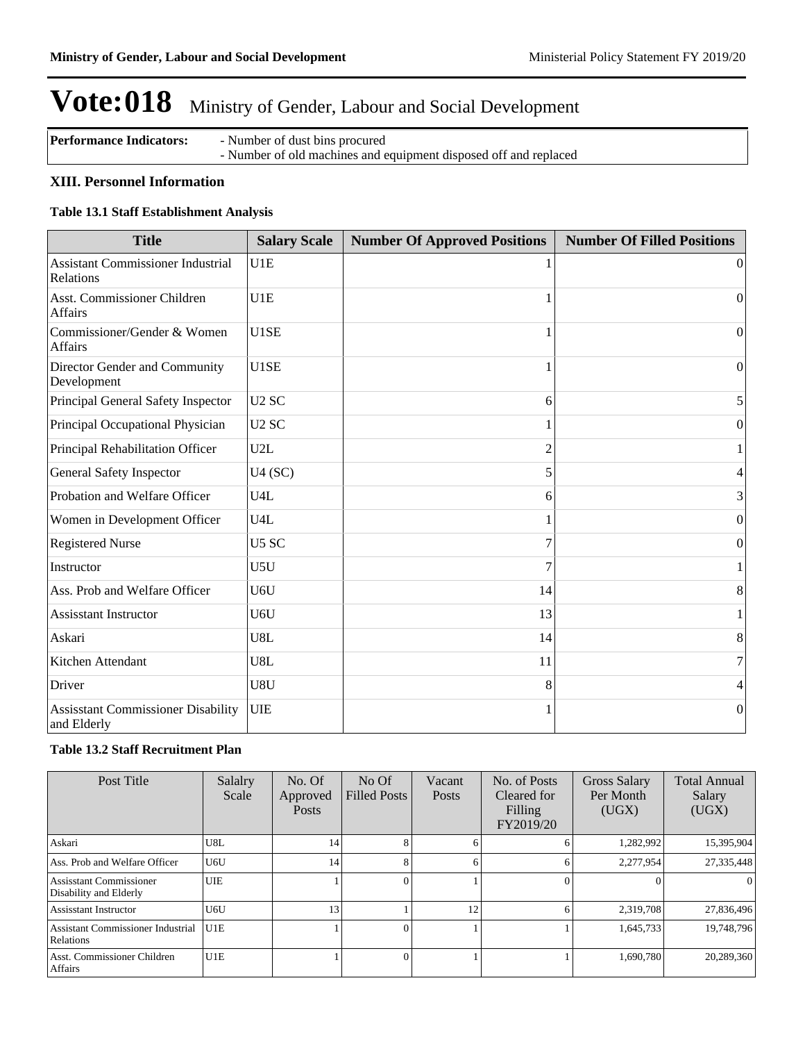# Vote:018 Ministry of Gender, Labour and Social Development

| **Performance Indicators:** | - Number of dust bins procured<br>- Number of old machines and equipment disposed off and replaced |
|---|---|

## XIII. Personnel Information

### Table 13.1 Staff Establishment Analysis

| Title | Salary Scale | Number Of Approved Positions | Number Of Filled Positions |
|---|---|---|---|
| Assistant Commissioner Industrial Relations | U1E | 1 | 0 |
| Asst. Commissioner Children Affairs | U1E | 1 | 0 |
| Commissioner/Gender & Women Affairs | U1SE | 1 | 0 |
| Director Gender and Community Development | U1SE | 1 | 0 |
| Principal General Safety Inspector | U2 SC | 6 | 5 |
| Principal Occupational Physician | U2 SC | 1 | 0 |
| Principal Rehabilitation Officer | U2L | 2 | 1 |
| General Safety Inspector | U4 (SC) | 5 | 4 |
| Probation and Welfare Officer | U4L | 6 | 3 |
| Women in Development Officer | U4L | 1 | 0 |
| Registered Nurse | U5 SC | 7 | 0 |
| Instructor | U5U | 7 | 1 |
| Ass. Prob and Welfare Officer | U6U | 14 | 8 |
| Assisstant Instructor | U6U | 13 | 1 |
| Askari | U8L | 14 | 8 |
| Kitchen Attendant | U8L | 11 | 7 |
| Driver | U8U | 8 | 4 |
| Assisstant Commissioner Disability and Elderly | UIE | 1 | 0 |

### Table 13.2 Staff Recruitment Plan

| Post Title | Salalry Scale | No. Of Approved Posts | No Of Filled Posts | Vacant Posts | No. of Posts Cleared for Filling FY2019/20 | Gross Salary Per Month (UGX) | Total Annual Salary (UGX) |
|---|---|---|---|---|---|---|---|
| Askari | U8L | 14 | 8 | 6 | 6 | 1,282,992 | 15,395,904 |
| Ass. Prob and Welfare Officer | U6U | 14 | 8 | 6 | 6 | 2,277,954 | 27,335,448 |
| Assisstant Commissioner Disability and Elderly | UIE | 1 | 0 | 1 | 0 | 0 | 0 |
| Assisstant Instructor | U6U | 13 | 1 | 12 | 6 | 2,319,708 | 27,836,496 |
| Assistant Commissioner Industrial Relations | U1E | 1 | 0 | 1 | 1 | 1,645,733 | 19,748,796 |
| Asst. Commissioner Children Affairs | U1E | 1 | 0 | 1 | 1 | 1,690,780 | 20,289,360 |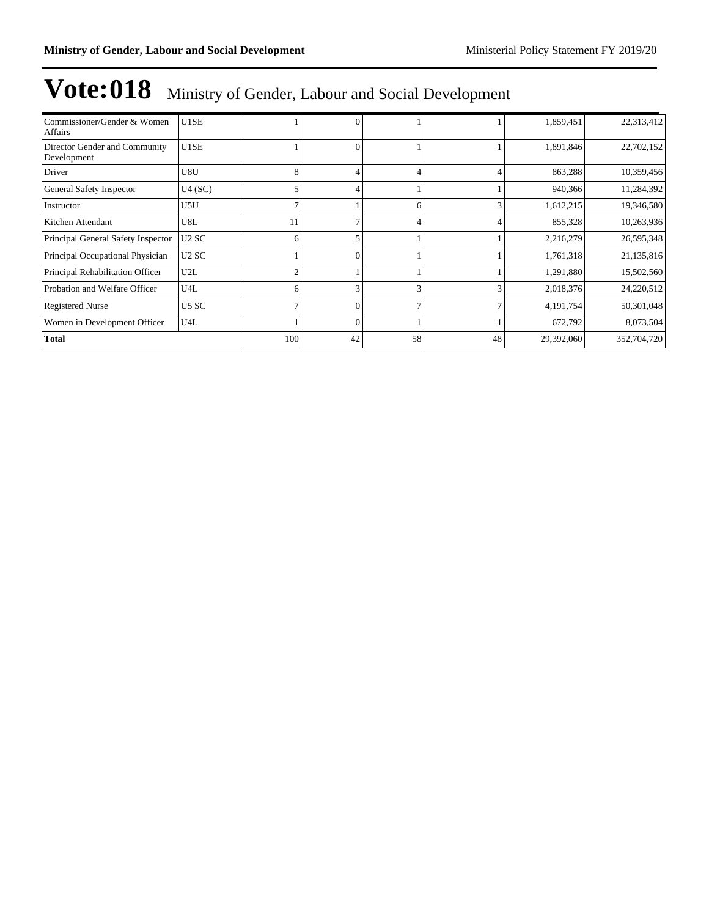# Vote:018 Ministry of Gender, Labour and Social Development

| | | | | | | | |
|---|---|---|---|---|---|---|---|
| Commissioner/Gender & Women Affairs | U1SE | 1 | 0 | 1 | 1 | 1,859,451 | 22,313,412 |
| Director Gender and Community Development | U1SE | 1 | 0 | 1 | 1 | 1,891,846 | 22,702,152 |
| Driver | U8U | 8 | 4 | 4 | 4 | 863,288 | 10,359,456 |
| General Safety Inspector | U4 (SC) | 5 | 4 | 1 | 1 | 940,366 | 11,284,392 |
| Instructor | U5U | 7 | 1 | 6 | 3 | 1,612,215 | 19,346,580 |
| Kitchen Attendant | U8L | 11 | 7 | 4 | 4 | 855,328 | 10,263,936 |
| Principal General Safety Inspector | U2 SC | 6 | 5 | 1 | 1 | 2,216,279 | 26,595,348 |
| Principal Occupational Physician | U2 SC | 1 | 0 | 1 | 1 | 1,761,318 | 21,135,816 |
| Principal Rehabilitation Officer | U2L | 2 | 1 | 1 | 1 | 1,291,880 | 15,502,560 |
| Probation and Welfare Officer | U4L | 6 | 3 | 3 | 3 | 2,018,376 | 24,220,512 |
| Registered Nurse | U5 SC | 7 | 0 | 7 | 7 | 4,191,754 | 50,301,048 |
| Women in Development Officer | U4L | 1 | 0 | 1 | 1 | 672,792 | 8,073,504 |
| **Total** | | 100 | 42 | 58 | 48 | 29,392,060 | 352,704,720 |